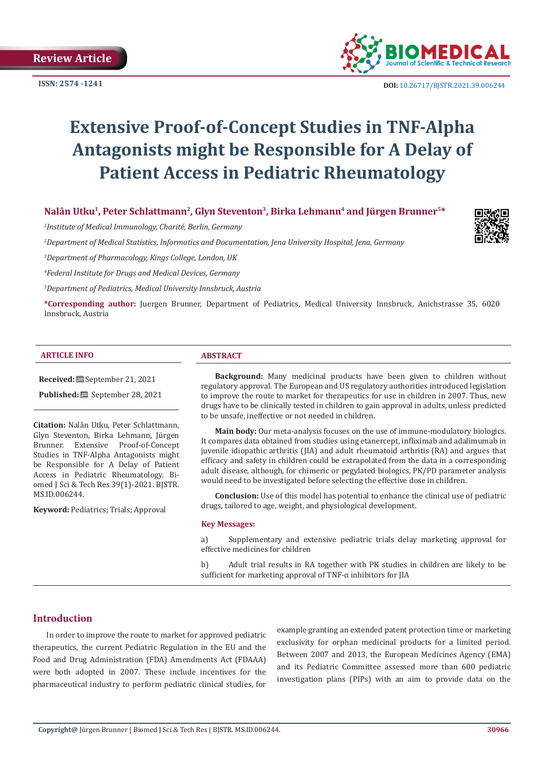Review Article

ISSN: 2574 -1241

DOI: 10.26717/BJSTR.2021.39.006244

# Extensive Proof-of-Concept Studies in TNF-Alpha Antagonists might be Responsible for A Delay of Patient Access in Pediatric Rheumatology

**Nalân Utku[1], Peter Schlattmann[2], Glyn Steventon[3], Birka Lehmann[4] and Jürgen Brunner[5]***

[1]*Institute of Medical Immunology, Charité, Berlin, Germany*

[2]*Department of Medical Statistics, Informatics and Documentation, Jena University Hospital, Jena, Germany*

[3]*Department of Pharmacology, Kings College, London, UK*

[4]*Federal Institute for Drugs and Medical Devices, Germany*

[5]*Department of Pediatrics, Medical University Innsbruck, Austria*

**\*Corresponding author:** Juergen Brunner, Department of Pediatrics, Medical University Innsbruck, Anichstrasse 35, 6020 Innsbruck, Austria

## ARTICLE INFO

**Received:** September 21, 2021

**Published:** September 28, 2021

**Citation:** Nalân Utku, Peter Schlattmann, Glyn Steventon, Birka Lehmann, Jürgen Brunner. Extensive Proof-of-Concept Studies in TNF-Alpha Antagonists might be Responsible for A Delay of Patient Access in Pediatric Rheumatology. Biomed J Sci & Tech Res 39(1)-2021. BJSTR. MS.ID.006244.

**Keyword:** Pediatrics; Trials; Approval

## ABSTRACT

**Background:** Many medicinal products have been given to children without regulatory approval. The European and US regulatory authorities introduced legislation to improve the route to market for therapeutics for use in children in 2007. Thus, new drugs have to be clinically tested in children to gain approval in adults, unless predicted to be unsafe, ineffective or not needed in children.

**Main body:** Our meta-analysis focuses on the use of immune-modulatory biologics. It compares data obtained from studies using etanercept, infliximab and adalimumab in juvenile idiopathic arthritis (JIA) and adult rheumatoid arthritis (RA) and argues that efficacy and safety in children could be extrapolated from the data in a corresponding adult disease, although, for chimeric or pegylated biologics, PK/PD parameter analysis would need to be investigated before selecting the effective dose in children.

**Conclusion:** Use of this model has potential to enhance the clinical use of pediatric drugs, tailored to age, weight, and physiological development.

**Key Messages:**

a) Supplementary and extensive pediatric trials delay marketing approval for effective medicines for children

b) Adult trial results in RA together with PK studies in children are likely to be sufficient for marketing approval of TNF-α inhibitors for JIA

## Introduction

In order to improve the route to market for approved pediatric therapeutics, the current Pediatric Regulation in the EU and the Food and Drug Administration (FDA) Amendments Act (FDAAA) were both adopted in 2007. These include incentives for the pharmaceutical industry to perform pediatric clinical studies, for example granting an extended patent protection time or marketing exclusivity for orphan medicinal products for a limited period. Between 2007 and 2013, the European Medicines Agency (EMA) and its Pediatric Committee assessed more than 600 pediatric investigation plans (PIPs) with an aim to provide data on the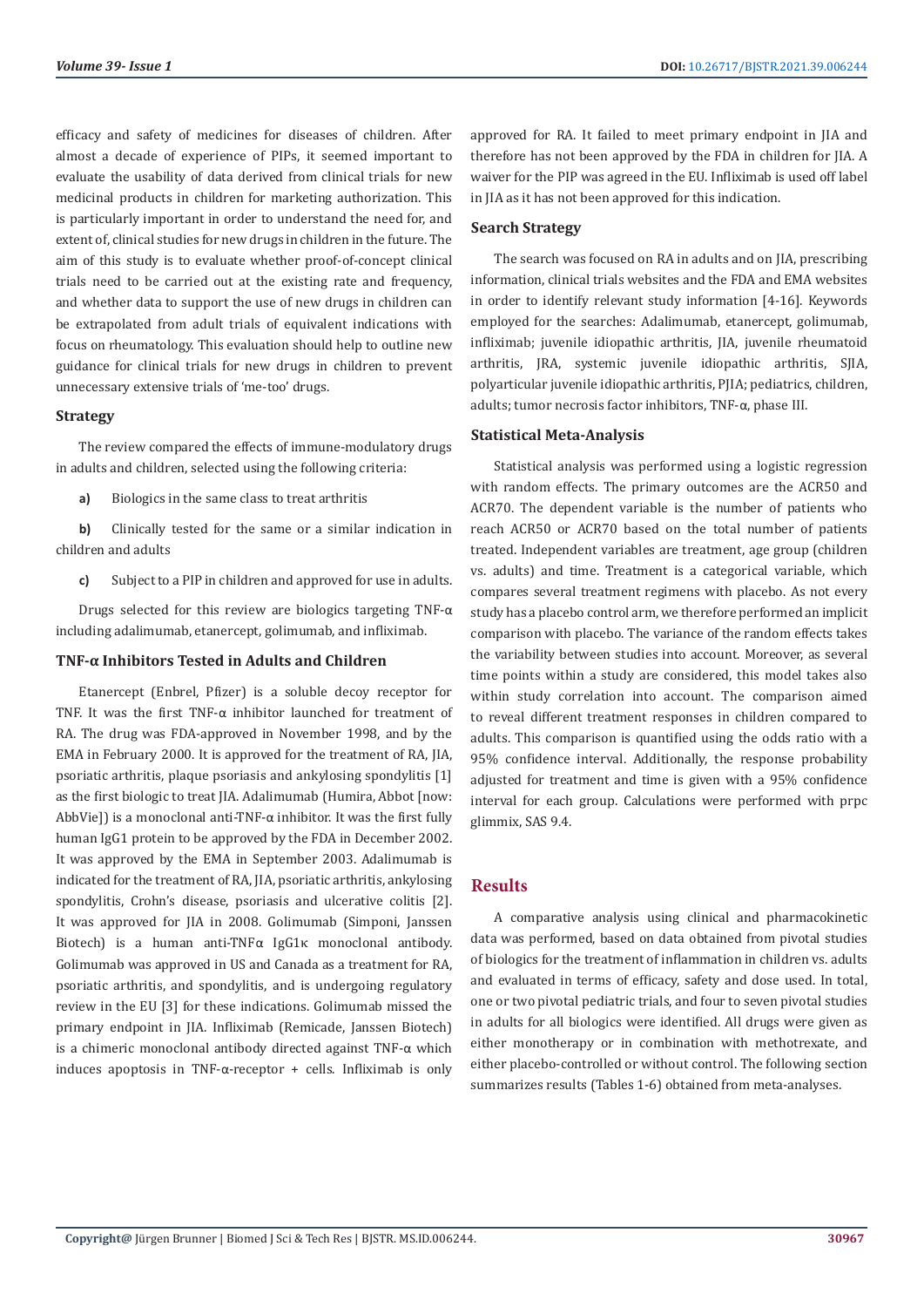efficacy and safety of medicines for diseases of children. After almost a decade of experience of PIPs, it seemed important to evaluate the usability of data derived from clinical trials for new medicinal products in children for marketing authorization. This is particularly important in order to understand the need for, and extent of, clinical studies for new drugs in children in the future. The aim of this study is to evaluate whether proof-of-concept clinical trials need to be carried out at the existing rate and frequency, and whether data to support the use of new drugs in children can be extrapolated from adult trials of equivalent indications with focus on rheumatology. This evaluation should help to outline new guidance for clinical trials for new drugs in children to prevent unnecessary extensive trials of 'me-too' drugs.

### Strategy

The review compared the effects of immune-modulatory drugs in adults and children, selected using the following criteria:

**a)** Biologics in the same class to treat arthritis

**b)** Clinically tested for the same or a similar indication in children and adults

**c)** Subject to a PIP in children and approved for use in adults.

Drugs selected for this review are biologics targeting TNF-α including adalimumab, etanercept, golimumab, and infliximab.

### TNF-α Inhibitors Tested in Adults and Children

Etanercept (Enbrel, Pfizer) is a soluble decoy receptor for TNF. It was the first TNF-α inhibitor launched for treatment of RA. The drug was FDA-approved in November 1998, and by the EMA in February 2000. It is approved for the treatment of RA, JIA, psoriatic arthritis, plaque psoriasis and ankylosing spondylitis [1] as the first biologic to treat JIA. Adalimumab (Humira, Abbot [now: AbbVie]) is a monoclonal anti-TNF-α inhibitor. It was the first fully human IgG1 protein to be approved by the FDA in December 2002. It was approved by the EMA in September 2003. Adalimumab is indicated for the treatment of RA, JIA, psoriatic arthritis, ankylosing spondylitis, Crohn's disease, psoriasis and ulcerative colitis [2]. It was approved for JIA in 2008. Golimumab (Simponi, Janssen Biotech) is a human anti-TNFα IgG1κ monoclonal antibody. Golimumab was approved in US and Canada as a treatment for RA, psoriatic arthritis, and spondylitis, and is undergoing regulatory review in the EU [3] for these indications. Golimumab missed the primary endpoint in JIA. Infliximab (Remicade, Janssen Biotech) is a chimeric monoclonal antibody directed against TNF-α which induces apoptosis in TNF-α-receptor + cells. Infliximab is only approved for RA. It failed to meet primary endpoint in JIA and therefore has not been approved by the FDA in children for JIA. A waiver for the PIP was agreed in the EU. Infliximab is used off label in JIA as it has not been approved for this indication.

### Search Strategy

The search was focused on RA in adults and on JIA, prescribing information, clinical trials websites and the FDA and EMA websites in order to identify relevant study information [4-16]. Keywords employed for the searches: Adalimumab, etanercept, golimumab, infliximab; juvenile idiopathic arthritis, JIA, juvenile rheumatoid arthritis, JRA, systemic juvenile idiopathic arthritis, SJIA, polyarticular juvenile idiopathic arthritis, PJIA; pediatrics, children, adults; tumor necrosis factor inhibitors, TNF-α, phase III.

### Statistical Meta-Analysis

Statistical analysis was performed using a logistic regression with random effects. The primary outcomes are the ACR50 and ACR70. The dependent variable is the number of patients who reach ACR50 or ACR70 based on the total number of patients treated. Independent variables are treatment, age group (children vs. adults) and time. Treatment is a categorical variable, which compares several treatment regimens with placebo. As not every study has a placebo control arm, we therefore performed an implicit comparison with placebo. The variance of the random effects takes the variability between studies into account. Moreover, as several time points within a study are considered, this model takes also within study correlation into account. The comparison aimed to reveal different treatment responses in children compared to adults. This comparison is quantified using the odds ratio with a 95% confidence interval. Additionally, the response probability adjusted for treatment and time is given with a 95% confidence interval for each group. Calculations were performed with prpc glimmix, SAS 9.4.

## Results

A comparative analysis using clinical and pharmacokinetic data was performed, based on data obtained from pivotal studies of biologics for the treatment of inflammation in children vs. adults and evaluated in terms of efficacy, safety and dose used. In total, one or two pivotal pediatric trials, and four to seven pivotal studies in adults for all biologics were identified. All drugs were given as either monotherapy or in combination with methotrexate, and either placebo-controlled or without control. The following section summarizes results (Tables 1-6) obtained from meta-analyses.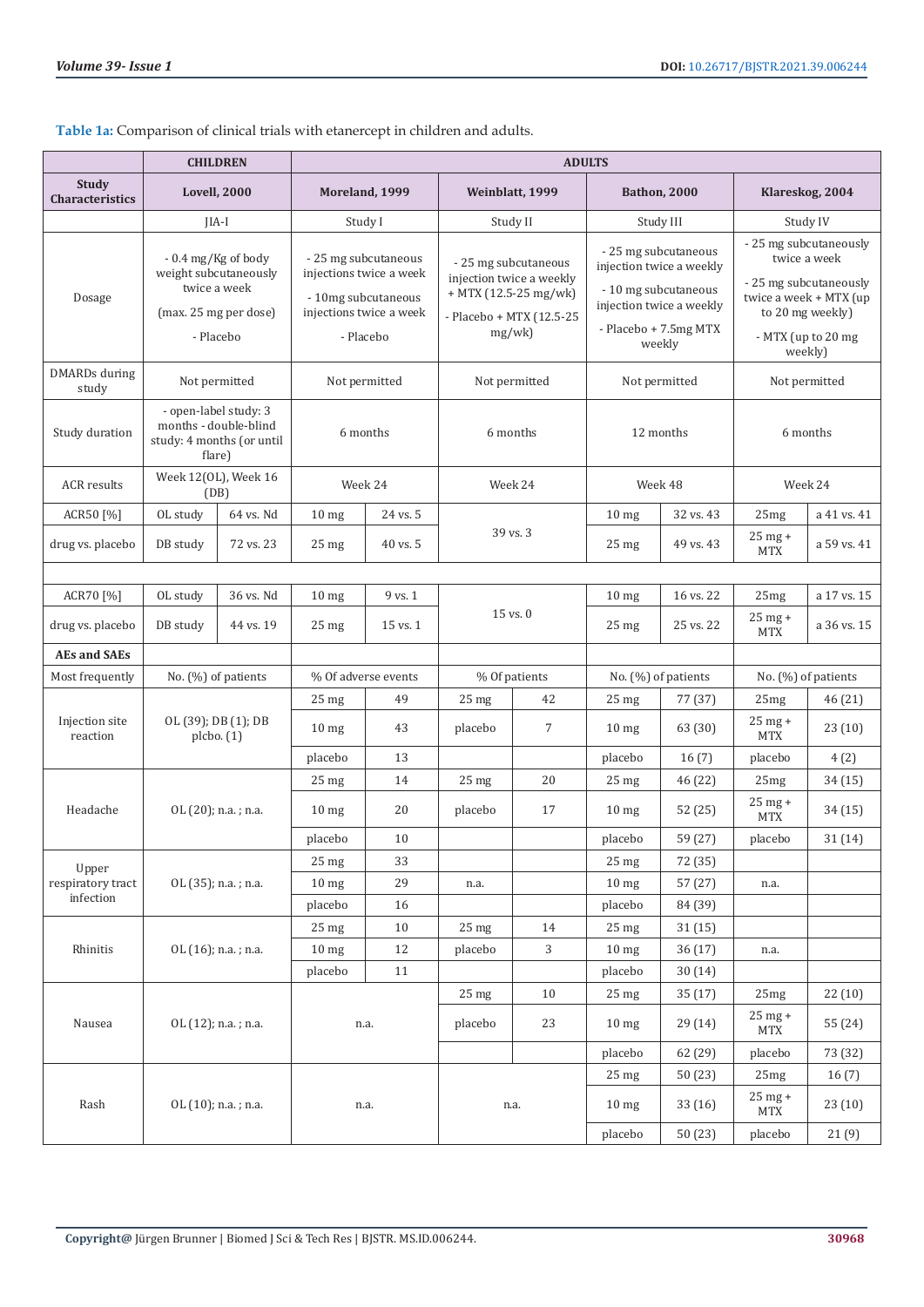**Table 1a:** Comparison of clinical trials with etanercept in children and adults.

| | CHILDREN | | ADULTS | | | | | | | |
|---|---|---|---|---|---|---|---|---|---|---|
| **Study Characteristics** | **Lovell, 2000** | | **Moreland, 1999** | | **Weinblatt, 1999** | | **Bathon, 2000** | | **Klareskog, 2004** | |
| | JIA-I | | Study I | | Study II | | Study III | | Study IV | |
| Dosage | - 0.4 mg/Kg of body weight subcutaneously twice a week (max. 25 mg per dose) - Placebo | | - 25 mg subcutaneous injections twice a week - 10mg subcutaneous injections twice a week - Placebo | | - 25 mg subcutaneous injection twice a weekly + MTX (12.5-25 mg/wk) - Placebo + MTX (12.5-25 mg/wk) | | - 25 mg subcutaneous injection twice a weekly - 10 mg subcutaneous injection twice a weekly - Placebo + 7.5mg MTX weekly | | - 25 mg subcutaneously twice a week - 25 mg subcutaneously twice a week + MTX (up to 20 mg weekly) - MTX (up to 20 mg weekly) | |
| DMARDs during study | Not permitted | | Not permitted | | Not permitted | | Not permitted | | Not permitted | |
| Study duration | - open-label study: 3 months - double-blind study: 4 months (or until flare) | | 6 months | | 6 months | | 12 months | | 6 months | |
| ACR results | Week 12(OL), Week 16 (DB) | | Week 24 | | Week 24 | | Week 48 | | Week 24 | |
| ACR50 [%] | OL study | 64 vs. Nd | 10 mg | 24 vs. 5 | 39 vs. 3 | | 10 mg | 32 vs. 43 | 25mg | a 41 vs. 41 |
| drug vs. placebo | DB study | 72 vs. 23 | 25 mg | 40 vs. 5 | | | 25 mg | 49 vs. 43 | 25 mg + MTX | a 59 vs. 41 |
| | | | | | | | | | | |
| ACR70 [%] | OL study | 36 vs. Nd | 10 mg | 9 vs. 1 | 15 vs. 0 | | 10 mg | 16 vs. 22 | 25mg | a 17 vs. 15 |
| drug vs. placebo | DB study | 44 vs. 19 | 25 mg | 15 vs. 1 | | | 25 mg | 25 vs. 22 | 25 mg + MTX | a 36 vs. 15 |
| **AEs and SAEs** | | | | | | | | | | |
| Most frequently | No. (%) of patients | | % Of adverse events | | % Of patients | | No. (%) of patients | | No. (%) of patients | |
| Injection site reaction | OL (39); DB (1); DB plcbo. (1) | | 25 mg | 49 | 25 mg | 42 | 25 mg | 77 (37) | 25mg | 46 (21) |
| | | | 10 mg | 43 | placebo | 7 | 10 mg | 63 (30) | 25 mg + MTX | 23 (10) |
| | | | placebo | 13 | | | placebo | 16 (7) | placebo | 4 (2) |
| Headache | OL (20); n.a. ; n.a. | | 25 mg | 14 | 25 mg | 20 | 25 mg | 46 (22) | 25mg | 34 (15) |
| | | | 10 mg | 20 | placebo | 17 | 10 mg | 52 (25) | 25 mg + MTX | 34 (15) |
| | | | placebo | 10 | | | placebo | 59 (27) | placebo | 31 (14) |
| Upper respiratory tract infection | OL (35); n.a. ; n.a. | | 25 mg | 33 | n.a. | | 25 mg | 72 (35) | n.a. | |
| | | | 10 mg | 29 | | | 10 mg | 57 (27) | | |
| | | | placebo | 16 | | | placebo | 84 (39) | | |
| Rhinitis | OL (16); n.a. ; n.a. | | 25 mg | 10 | 25 mg | 14 | 25 mg | 31 (15) | n.a. | |
| | | | 10 mg | 12 | placebo | 3 | 10 mg | 36 (17) | | |
| | | | placebo | 11 | | | placebo | 30 (14) | | |
| Nausea | OL (12); n.a. ; n.a. | | n.a. | | 25 mg | 10 | 25 mg | 35 (17) | 25mg | 22 (10) |
| | | | | | placebo | 23 | 10 mg | 29 (14) | 25 mg + MTX | 55 (24) |
| | | | | | | | placebo | 62 (29) | placebo | 73 (32) |
| Rash | OL (10); n.a. ; n.a. | | n.a. | | n.a. | | 25 mg | 50 (23) | 25mg | 16 (7) |
| | | | | | | | 10 mg | 33 (16) | 25 mg + MTX | 23 (10) |
| | | | | | | | placebo | 50 (23) | placebo | 21 (9) |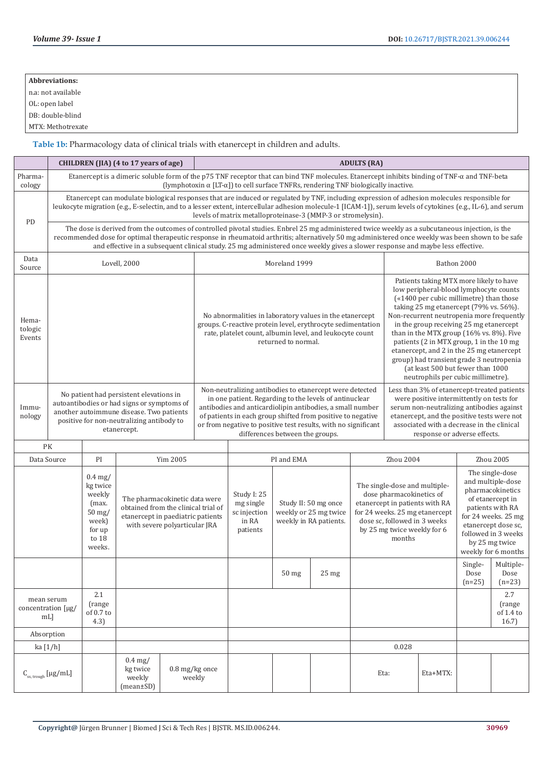| **Abbreviations:** |
|---|
| n.a: not available |
| OL: open label |
| DB: double-blind |
| MTX: Methotrexate |

**Table 1b:** Pharmacology data of clinical trials with etanercept in children and adults.

| | **CHILDREN (JIA) (4 to 17 years of age)** | **ADULTS (RA)** | |
|---|---|---|---|
| Pharmacology | Etanercept is a dimeric soluble form of the p75 TNF receptor that can bind TNF molecules. Etanercept inhibits binding of TNF-α and TNF-beta (lymphotoxin α [LT-α]) to cell surface TNFRs, rendering TNF biologically inactive. | | |
| PD | Etanercept can modulate biological responses that are induced or regulated by TNF, including expression of adhesion molecules responsible for leukocyte migration (e.g., E-selectin, and to a lesser extent, intercellular adhesion molecule-1 [ICAM-1]), serum levels of cytokines (e.g., IL-6), and serum levels of matrix metalloproteinase-3 (MMP-3 or stromelysin). | | |
| | The dose is derived from the outcomes of controlled pivotal studies. Enbrel 25 mg administered twice weekly as a subcutaneous injection, is the recommended dose for optimal therapeutic response in rheumatoid arthritis; alternatively 50 mg administered once weekly was been shown to be safe and effective in a subsequent clinical study. 25 mg administered once weekly gives a slower response and maybe less effective. | | |
| Data Source | Lovell, 2000 | Moreland 1999 | Bathon 2000 |
| Hematologic Events | | No abnormalities in laboratory values in the etanercept groups. C-reactive protein level, erythrocyte sedimentation rate, platelet count, albumin level, and leukocyte count returned to normal. | Patients taking MTX more likely to have low peripheral-blood lymphocyte counts («1400 per cubic millimetre) than those taking 25 mg etanercept (79% vs. 56%). Non-recurrent neutropenia more frequently in the group receiving 25 mg etanercept than in the MTX group (16% vs. 8%). Five patients (2 in MTX group, 1 in the 10 mg etanercept, and 2 in the 25 mg etanercept group) had transient grade 3 neutropenia (at least 500 but fewer than 1000 neutrophils per cubic millimetre). |
| Immunology | No patient had persistent elevations in autoantibodies or had signs or symptoms of another autoimmune disease. Two patients positive for non-neutralizing antibody to etanercept. | Non-neutralizing antibodies to etanercept were detected in one patient. Regarding to the levels of antinuclear antibodies and anticardiolipin antibodies, a small number of patients in each group shifted from positive to negative or from negative to positive test results, with no significant differences between the groups. | Less than 3% of etanercept-treated patients were positive intermittently on tests for serum non-neutralizing antibodies against etanercept, and the positive tests were not associated with a decrease in the clinical response or adverse effects. |

| PK | | | | | | | | | | | |
|---|---|---|---|---|---|---|---|---|---|---|---|
| Data Source | PI | Yim 2005 | | PI and EMA | | | Zhou 2004 | | Zhou 2005 | |
| | 0.4 mg/kg twice weekly (max. 50 mg/week) for up to 18 weeks. | The pharmacokinetic data were obtained from the clinical trial of etanercept in paediatric patients with severe polyarticular JRA | | Study I: 25 mg single sc injection in RA patients | Study II: 50 mg once weekly or 25 mg twice weekly in RA patients. | | The single-dose and multiple-dose pharmacokinetics of etanercept in patients with RA for 24 weeks. 25 mg etanercept dose sc, followed in 3 weeks by 25 mg twice weekly for 6 months | | The single-dose and multiple-dose pharmacokinetics of etanercept in patients with RA for 24 weeks. 25 mg etanercept dose sc, followed in 3 weeks by 25 mg twice weekly for 6 months | |
| | | | | | 50 mg | 25 mg | | | Single-Dose (n=25) | Multiple-Dose (n=23) |
| mean serum concentration [µg/mL] | 2.1 (range of 0.7 to 4.3) | | | | | | | | | 2.7 (range of 1.4 to 16.7) |
| Absorption | | | | | | | | | | |
| ka [1/h] | | | | | | | 0.028 | | | |
| $C_{ss, trough}$ [µg/mL] | | 0.4 mg/kg twice weekly (mean±SD) | 0.8 mg/kg once weekly | | | | Eta: | Eta+MTX: | | |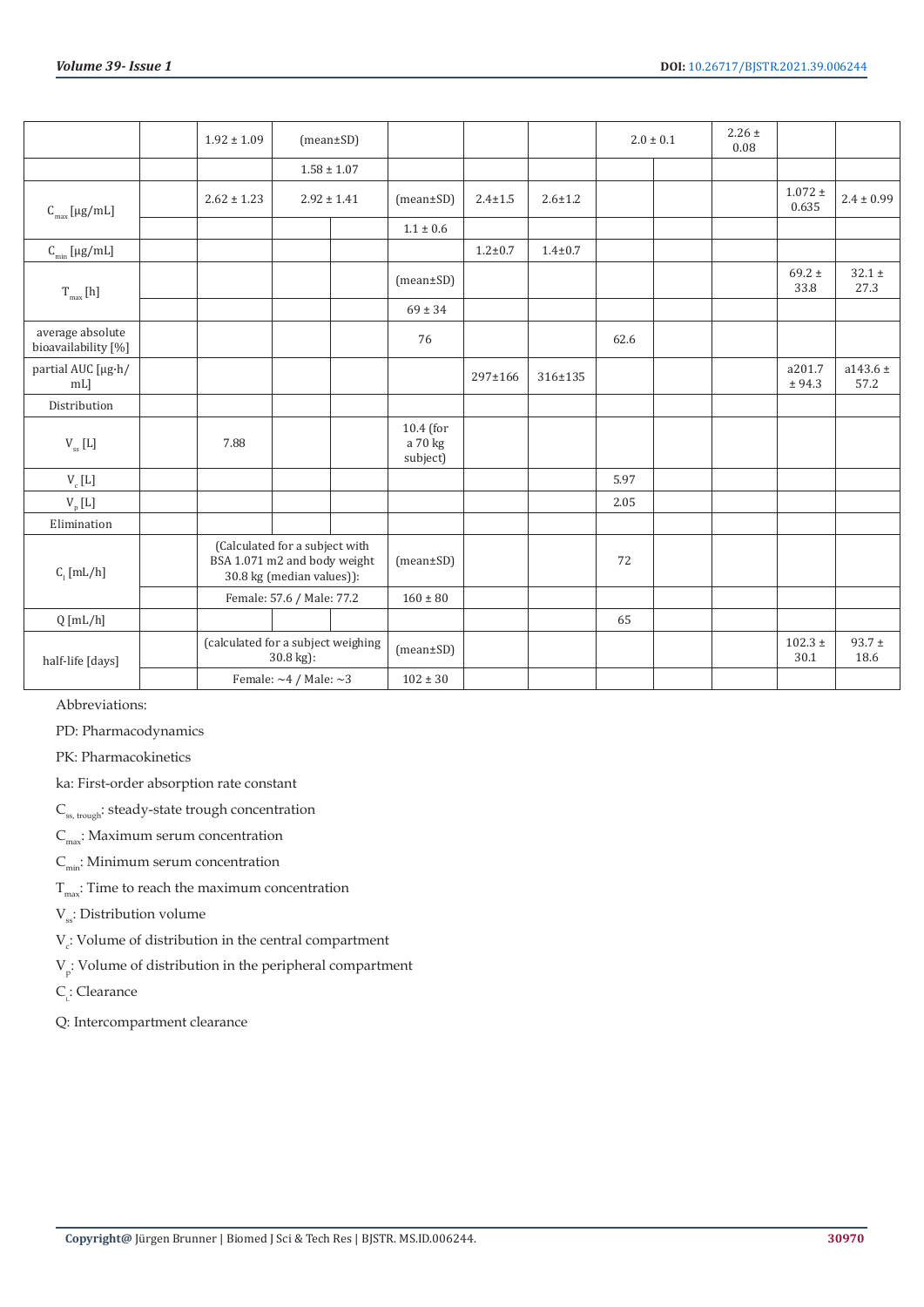| | | 1.92 ± 1.09 | (mean±SD) | | | | | 2.0 ± 0.1 | | 2.26 ± 0.08 | | |
|---|---|---|---|---|---|---|---|---|---|---|---|---|
| | | | 1.58 ± 1.07 | | | | | | | | | |
| $C_{max}$ [μg/mL] | | 2.62 ± 1.23 | 2.92 ± 1.41 | | (mean±SD) | 2.4±1.5 | 2.6±1.2 | | | | 1.072 ± 0.635 | 2.4 ± 0.99 |
| | | | | | 1.1 ± 0.6 | | | | | | | |
| $C_{min}$ [μg/mL] | | | | | | 1.2±0.7 | 1.4±0.7 | | | | | |
| $T_{max}$ [h] | | | | | (mean±SD) | | | | | | 69.2 ± 33.8 | 32.1 ± 27.3 |
| | | | | | 69 ± 34 | | | | | | | |
| average absolute bioavailability [%] | | | | | 76 | | | 62.6 | | | | |
| partial AUC [μg·h/mL] | | | | | | 297±166 | 316±135 | | | | a201.7 ± 94.3 | a143.6 ± 57.2 |
| Distribution | | | | | | | | | | | | |
| $V_{ss}$ [L] | | 7.88 | | | 10.4 (for a 70 kg subject) | | | | | | | |
| $V_c$ [L] | | | | | | | | 5.97 | | | | |
| $V_p$ [L] | | | | | | | | 2.05 | | | | |
| Elimination | | | | | | | | | | | | |
| $C_l$ [mL/h] | | (Calculated for a subject with BSA 1.071 m2 and body weight 30.8 kg (median values)): | | | (mean±SD) | | | 72 | | | | |
| | | Female: 57.6 / Male: 77.2 | | | 160 ± 80 | | | | | | | |
| Q [mL/h] | | | | | | | | 65 | | | | |
| half-life [days] | | (calculated for a subject weighing 30.8 kg): | | | (mean±SD) | | | | | | 102.3 ± 30.1 | 93.7 ± 18.6 |
| | | Female: ~4 / Male: ~3 | | | 102 ± 30 | | | | | | | |

Abbreviations:

PD: Pharmacodynamics

PK: Pharmacokinetics

ka: First-order absorption rate constant

$C_{ss, trough}$: steady-state trough concentration

$C_{max}$: Maximum serum concentration

$C_{min}$: Minimum serum concentration

$T_{max}$: Time to reach the maximum concentration

$V_{ss}$: Distribution volume

$V_c$: Volume of distribution in the central compartment

$V_p$: Volume of distribution in the peripheral compartment

$C_l$: Clearance

Q: Intercompartment clearance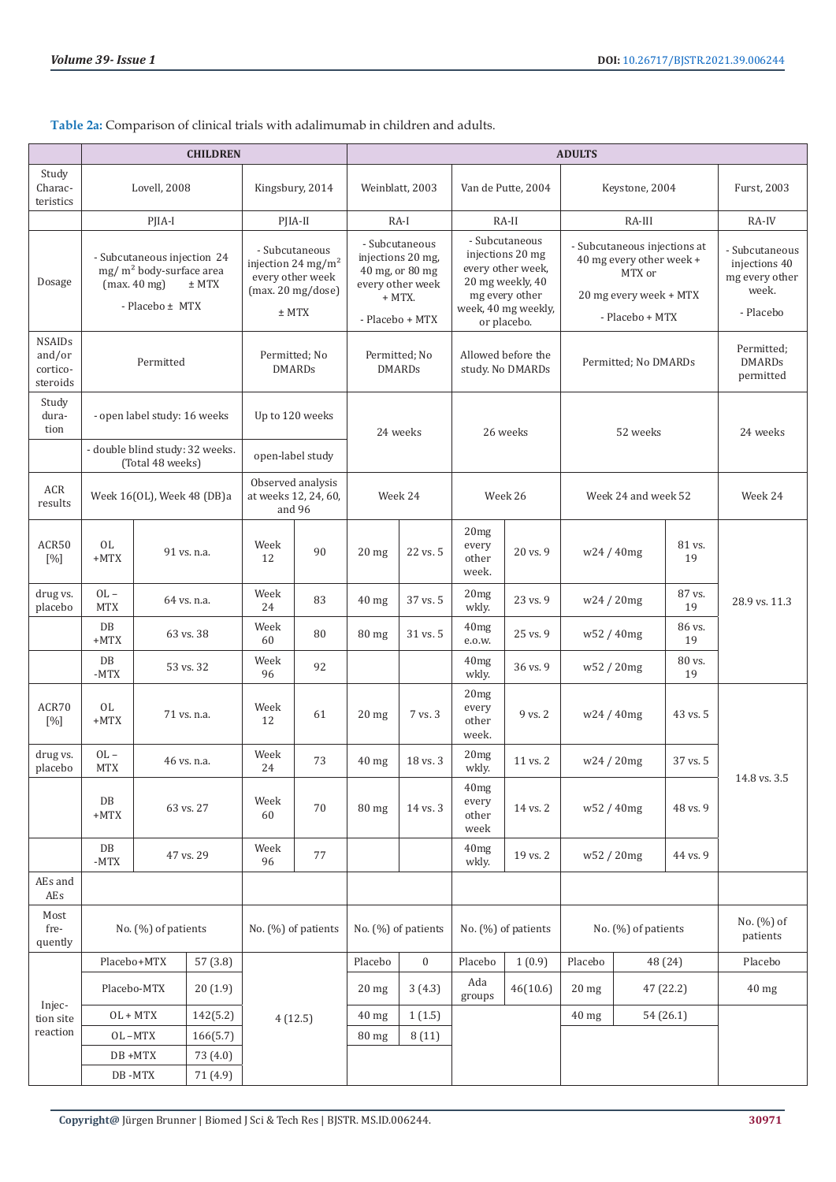**Table 2a:** Comparison of clinical trials with adalimumab in children and adults.

| | CHILDREN | | | | ADULTS | | | | | | |
|---|---|---|---|---|---|---|---|---|---|---|---|
| Study Characteristics | Lovell, 2008 | | Kingsbury, 2014 | | Weinblatt, 2003 | | Van de Putte, 2004 | | Keystone, 2004 | | Furst, 2003 |
| | PJIA-I | | PJIA-II | | RA-I | | RA-II | | RA-III | | RA-IV |
| Dosage | - Subcutaneous injection 24 mg/ $m^2$ body-surface area (max. 40 mg) ± MTX<br>- Placebo ± MTX | | - Subcutaneous injection 24 mg/$m^2$ every other week (max. 20 mg/dose)<br>± MTX | | - Subcutaneous injections 20 mg, 40 mg, or 80 mg every other week + MTX.<br>- Placebo + MTX | | - Subcutaneous injections 20 mg every other week, 20 mg weekly, 40 mg every other week, 40 mg weekly, or placebo. | | - Subcutaneous injections at 40 mg every other week + MTX or<br>20 mg every week + MTX<br>- Placebo + MTX | | - Subcutaneous injections 40 mg every other week.<br>- Placebo |
| NSAIDs and/or corticosteroids | Permitted | | Permitted; No DMARDs | | Permitted; No DMARDs | | Allowed before the study. No DMARDs | | Permitted; No DMARDs | | Permitted; DMARDs permitted |
| Study duration | - open label study: 16 weeks | | Up to 120 weeks | | 24 weeks | | 26 weeks | | 52 weeks | | 24 weeks |
| | - double blind study: 32 weeks. (Total 48 weeks) | | open-label study | | | | | | | | |
| ACR results | Week 16(OL), Week 48 (DB)a | | Observed analysis at weeks 12, 24, 60, and 96 | | Week 24 | | Week 26 | | Week 24 and week 52 | | Week 24 |
| ACR50 [%] | OL +MTX | 91 vs. n.a. | Week 12 | 90 | 20 mg | 22 vs. 5 | 20mg every other week. | 20 vs. 9 | w24 / 40mg | 81 vs. 19 | 28.9 vs. 11.3 |
| drug vs. placebo | OL – MTX | 64 vs. n.a. | Week 24 | 83 | 40 mg | 37 vs. 5 | 20mg wkly. | 23 vs. 9 | w24 / 20mg | 87 vs. 19 | |
| | DB +MTX | 63 vs. 38 | Week 60 | 80 | 80 mg | 31 vs. 5 | 40mg e.o.w. | 25 vs. 9 | w52 / 40mg | 86 vs. 19 | |
| | DB -MTX | 53 vs. 32 | Week 96 | 92 | | | 40mg wkly. | 36 vs. 9 | w52 / 20mg | 80 vs. 19 | |
| ACR70 [%] | OL +MTX | 71 vs. n.a. | Week 12 | 61 | 20 mg | 7 vs. 3 | 20mg every other week. | 9 vs. 2 | w24 / 40mg | 43 vs. 5 | 14.8 vs. 3.5 |
| drug vs. placebo | OL – MTX | 46 vs. n.a. | Week 24 | 73 | 40 mg | 18 vs. 3 | 20mg wkly. | 11 vs. 2 | w24 / 20mg | 37 vs. 5 | |
| | DB +MTX | 63 vs. 27 | Week 60 | 70 | 80 mg | 14 vs. 3 | 40mg every other week | 14 vs. 2 | w52 / 40mg | 48 vs. 9 | |
| | DB -MTX | 47 vs. 29 | Week 96 | 77 | | | 40mg wkly. | 19 vs. 2 | w52 / 20mg | 44 vs. 9 | |
| AEs and AEs | | | | | | | | | | | |
| Most frequently | No. (%) of patients | | No. (%) of patients | | No. (%) of patients | | No. (%) of patients | | No. (%) of patients | | No. (%) of patients |
| Injection site reaction | Placebo+MTX | 57 (3.8) | 4 (12.5) | | Placebo | 0 | Placebo | 1 (0.9) | Placebo | 48 (24) | Placebo |
| | Placebo-MTX | 20 (1.9) | | | 20 mg | 3 (4.3) | Ada groups | 46(10.6) | 20 mg | 47 (22.2) | 40 mg |
| | OL + MTX | 142(5.2) | | | 40 mg | 1 (1.5) | | | 40 mg | 54 (26.1) | |
| | OL –MTX | 166(5.7) | | | 80 mg | 8 (11) | | | | | |
| | DB +MTX | 73 (4.0) | | | | | | | | | |
| | DB -MTX | 71 (4.9) | | | | | | | | | |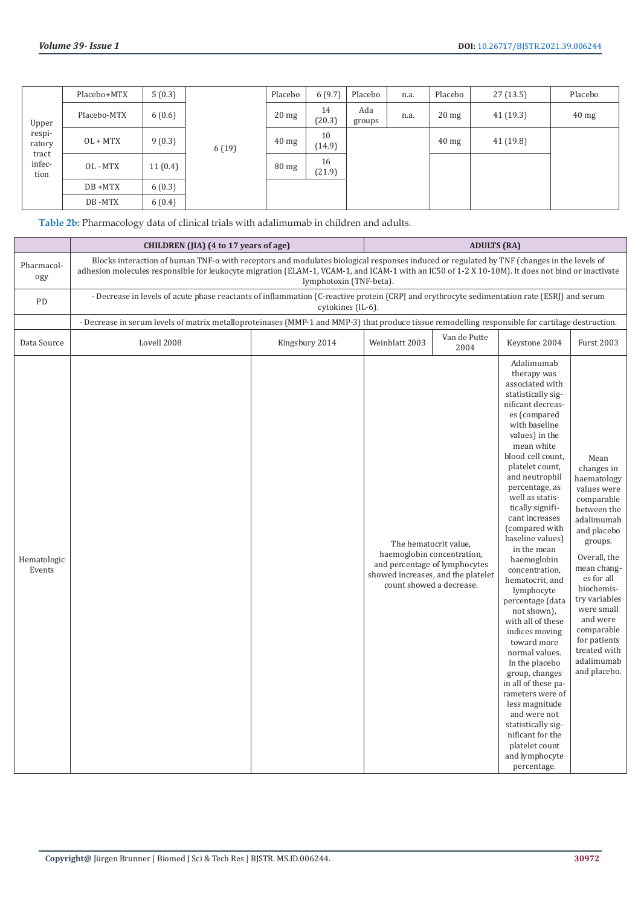| Upper respiratory tract infection | Placebo+MTX | 5 (0.3) | 6 (19) | Placebo | 6 (9.7) | Placebo | n.a. | Placebo | 27 (13.5) | Placebo |
|---|---|---|---|---|---|---|---|---|---|---|
| | Placebo-MTX | 6 (0.6) | | 20 mg | 14 (20.3) | Ada groups | n.a. | 20 mg | 41 (19.3) | 40 mg |
| | OL + MTX | 9 (0.3) | | 40 mg | 10 (14.9) | | | 40 mg | 41 (19.8) | |
| | OL – MTX | 11 (0.4) | | 80 mg | 16 (21.9) | | | | | |
| | DB +MTX | 6 (0.3) | | | | | | | | |
| | DB -MTX | 6 (0.4) | | | | | | | | |

**Table 2b:** Pharmacology data of clinical trials with adalimumab in children and adults.

| | CHILDREN (JIA) (4 to 17 years of age) | | ADULTS (RA) | | | |
|---|---|---|---|---|---|---|
| Pharmacology | Blocks interaction of human TNF-α with receptors and modulates biological responses induced or regulated by TNF (changes in the levels of adhesion molecules responsible for leukocyte migration (ELAM-1, VCAM-1, and ICAM-1 with an IC50 of 1-2 X 10-10M). It does not bind or inactivate lymphotoxin (TNF-beta). | | | | | |
| PD | - Decrease in levels of acute phase reactants of inflammation (C-reactive protein (CRP) and erythrocyte sedimentation rate (ESR)) and serum cytokines (IL-6). | | | | | |
| | - Decrease in serum levels of matrix metalloproteinases (MMP-1 and MMP-3) that produce tissue remodelling responsible for cartilage destruction. | | | | | |
| Data Source | Lovell 2008 | Kingsbury 2014 | Weinblatt 2003 | Van de Putte 2004 | Keystone 2004 | Furst 2003 |
| Hematologic Events | | | The hematocrit value, haemoglobin concentration, and percentage of lymphocytes showed increases, and the platelet count showed a decrease. | | Adalimumab therapy was associated with statistically significant decreases (compared with baseline values) in the mean white blood cell count, platelet count, and neutrophil percentage, as well as statistically significant increases (compared with baseline values) in the mean haemoglobin concentration, hematocrit, and lymphocyte percentage (data not shown), with all of these indices moving toward more normal values. In the placebo group, changes in all of these parameters were of less magnitude and were not statistically significant for the platelet count and lymphocyte percentage. | Mean changes in haematology values were comparable between the adalimumab and placebo groups. Overall, the mean changes for all biochemistry variables were small and were comparable for patients treated with adalimumab and placebo. |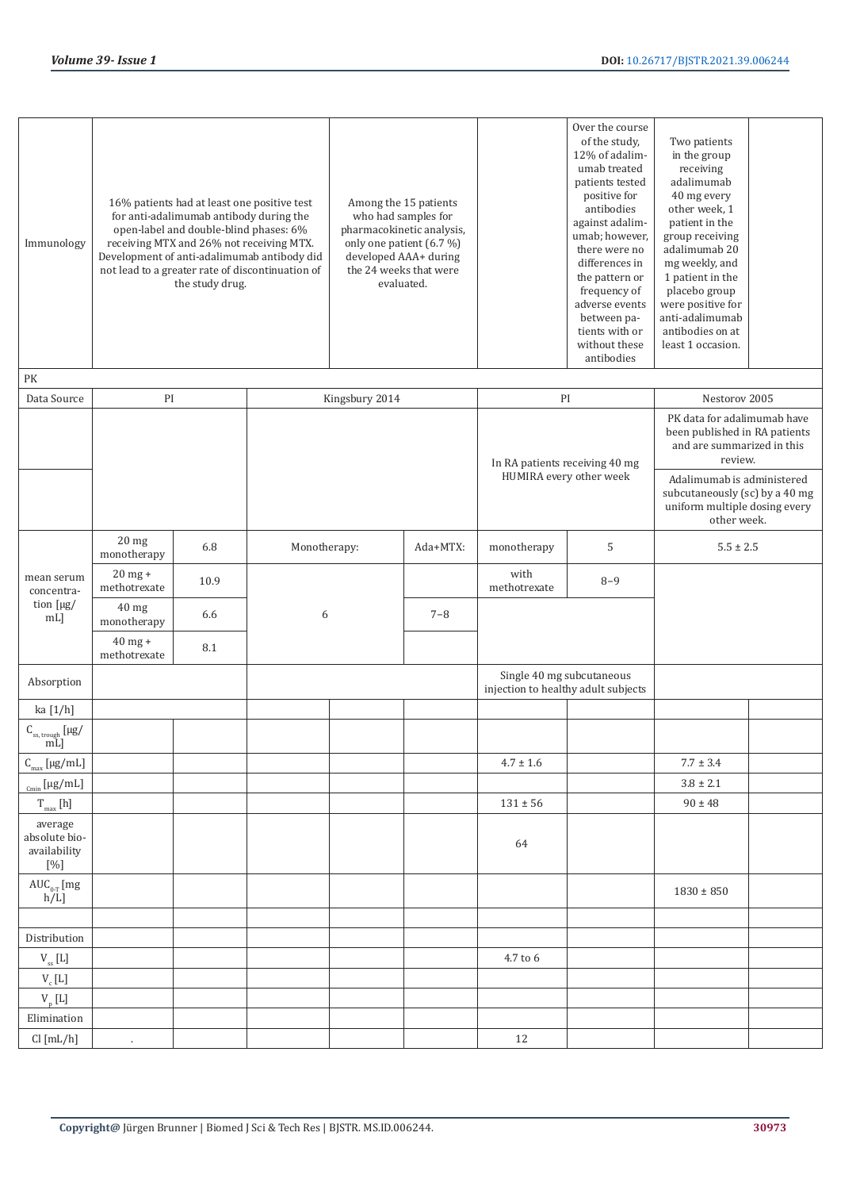| | | | | | | | | | |
|---|---|---|---|---|---|---|---|---|---|
| Immunology | 16% patients had at least one positive test for anti-adalimumab antibody during the open-label and double-blind phases: 6% receiving MTX and 26% not receiving MTX. Development of anti-adalimumab antibody did not lead to a greater rate of discontinuation of the study drug. | | | Among the 15 patients who had samples for pharmacokinetic analysis, only one patient (6.7 %) developed AAA+ during the 24 weeks that were evaluated. | | | Over the course of the study, 12% of adalimumab treated patients tested positive for antibodies against adalimumab; however, there were no differences in the pattern or frequency of adverse events between patients with or without these antibodies | Two patients in the group receiving adalimumab 40 mg every other week, 1 patient in the group receiving adalimumab 20 mg weekly, and 1 patient in the placebo group were positive for anti-adalimumab antibodies on at least 1 occasion. | |
| PK | | | | | | | | | |
| Data Source | PI | | Kingsbury 2014 | | | PI | | Nestorov 2005 | |
| | | | | | | In RA patients receiving 40 mg HUMIRA every other week | | PK data for adalimumab have been published in RA patients and are summarized in this review. | |
| | | | | | | | | Adalimumab is administered subcutaneously (sc) by a 40 mg uniform multiple dosing every other week. | |
| mean serum concentration [µg/mL] | 20 mg monotherapy | 6.8 | Monotherapy: | | Ada+MTX: | monotherapy | 5 | 5.5 ± 2.5 | |
| | 20 mg + methotrexate | 10.9 | | | | with methotrexate | 8–9 | | |
| | 40 mg monotherapy | 6.6 | 6 | | 7–8 | | | | |
| | 40 mg + methotrexate | 8.1 | | | | | | | |
| Absorption | | | | | | Single 40 mg subcutaneous injection to healthy adult subjects | | | |
| ka [1/h] | | | | | | | | | |
| $C_{ss, trough}$ [µg/mL] | | | | | | | | | |
| $C_{max}$ [µg/mL] | | | | | | 4.7 ± 1.6 | | 7.7 ± 3.4 | |
| $C_{min}$ [µg/mL] | | | | | | | | 3.8 ± 2.1 | |
| $T_{max}$ [h] | | | | | | 131 ± 56 | | 90 ± 48 | |
| average absolute bioavailability [%] | | | | | | 64 | | | |
| $AUC_{0-T}$ [mg h/L] | | | | | | | | 1830 ± 850 | |
| | | | | | | | | | |
| Distribution | | | | | | | | | |
| $V_{ss}$ [L] | | | | | | 4.7 to 6 | | | |
| $V_c$ [L] | | | | | | | | | |
| $V_p$ [L] | | | | | | | | | |
| Elimination | | | | | | | | | |
| Cl [mL/h] | . | | | | | 12 | | | |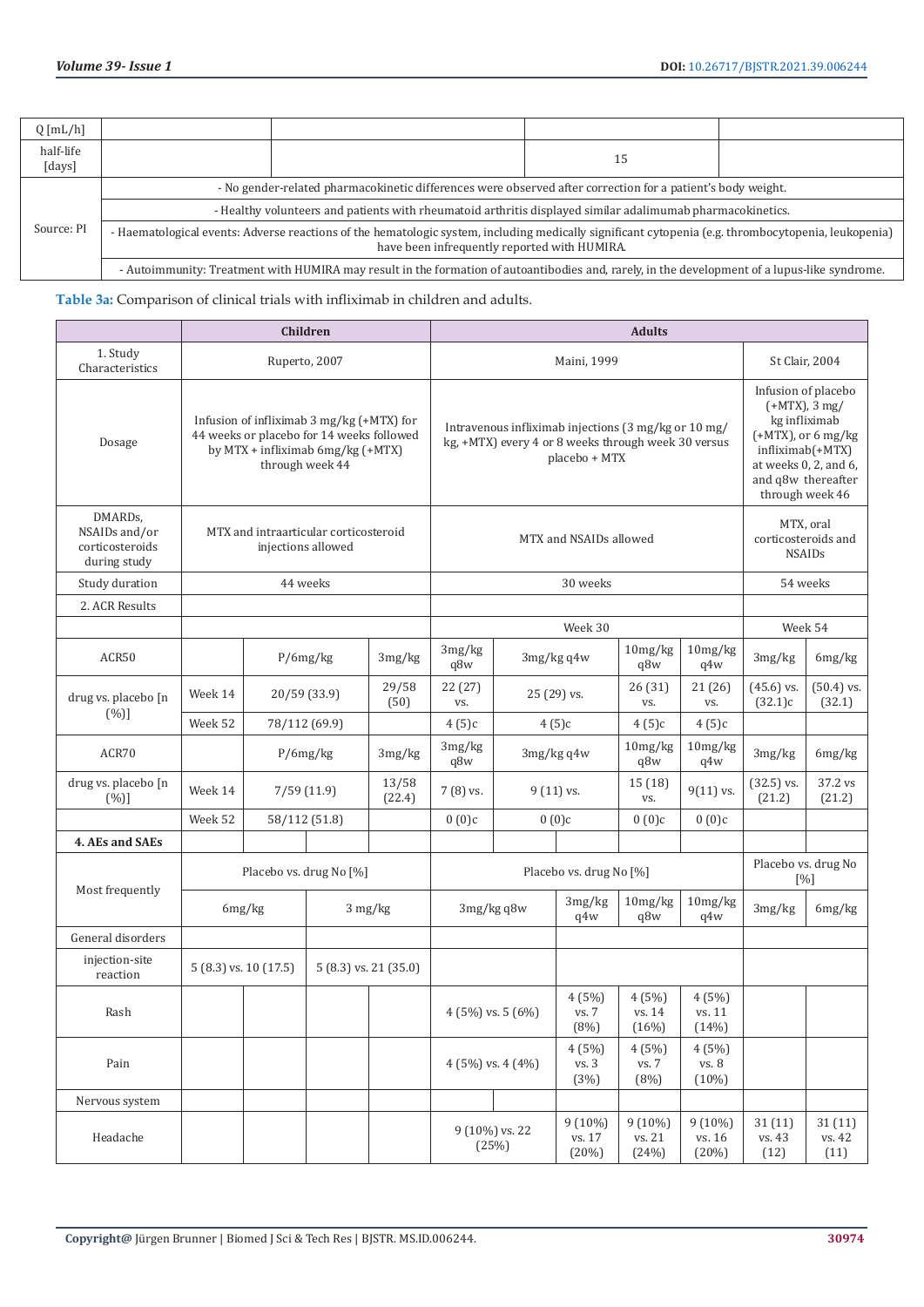| Q [mL/h] | | | | |
|---|---|---|---|---|
| half-life [days] | | | 15 | |
| Source: PI | - No gender-related pharmacokinetic differences were observed after correction for a patient's body weight. | | | |
| | - Healthy volunteers and patients with rheumatoid arthritis displayed similar adalimumab pharmacokinetics. | | | |
| | - Haematological events: Adverse reactions of the hematologic system, including medically significant cytopenia (e.g. thrombocytopenia, leukopenia) have been infrequently reported with HUMIRA. | | | |
| | - Autoimmunity: Treatment with HUMIRA may result in the formation of autoantibodies and, rarely, in the development of a lupus-like syndrome. | | | |

**Table 3a:** Comparison of clinical trials with infliximab in children and adults.

| | Children | | | | Adults | | | | | | |
|---|---|---|---|---|---|---|---|---|---|---|---|
| 1. Study Characteristics | Ruperto, 2007 | | | | Maini, 1999 | | | | | St Clair, 2004 | |
| Dosage | Infusion of infliximab 3 mg/kg (+MTX) for 44 weeks or placebo for 14 weeks followed by MTX + infliximab 6mg/kg (+MTX) through week 44 | | | | Intravenous infliximab injections (3 mg/kg or 10 mg/kg, +MTX) every 4 or 8 weeks through week 30 versus placebo + MTX | | | | | Infusion of placebo (+MTX), 3 mg/kg infliximab (+MTX), or 6 mg/kg infliximab(+MTX) at weeks 0, 2, and 6, and q8w thereafter through week 46 | |
| DMARDs, NSAIDs and/or corticosteroids during study | MTX and intraarticular corticosteroid injections allowed | | | | MTX and NSAIDs allowed | | | | | MTX, oral corticosteroids and NSAIDs | |
| Study duration | 44 weeks | | | | 30 weeks | | | | | 54 weeks | |
| 2. ACR Results | | | | | | | | | | | |
| | | | | | Week 30 | | | | | Week 54 | |
| ACR50 | | P/6mg/kg | | 3mg/kg | 3mg/kg q8w | 3mg/kg q4w | | 10mg/kg q8w | 10mg/kg q4w | 3mg/kg | 6mg/kg |
| drug vs. placebo [n (%)] | Week 14 | 20/59 (33.9) | | 29/58 (50) | 22 (27) vs. | 25 (29) vs. | | 26 (31) vs. | 21 (26) vs. | (45.6) vs. (32.1)c | (50.4) vs. (32.1) |
| | Week 52 | 78/112 (69.9) | | | 4 (5)c | 4 (5)c | | 4 (5)c | 4 (5)c | | |
| ACR70 | | P/6mg/kg | | 3mg/kg | 3mg/kg q8w | 3mg/kg q4w | | 10mg/kg q8w | 10mg/kg q4w | 3mg/kg | 6mg/kg |
| drug vs. placebo [n (%)] | Week 14 | 7/59 (11.9) | | 13/58 (22.4) | 7 (8) vs. | 9 (11) vs. | | 15 (18) vs. | 9(11) vs. | (32.5) vs. (21.2) | 37.2 vs (21.2) |
| | Week 52 | 58/112 (51.8) | | | 0 (0)c | 0 (0)c | | 0 (0)c | 0 (0)c | | |
| **4. AEs and SAEs** | | | | | | | | | | | |
| Most frequently | Placebo vs. drug No [%] | | | | Placebo vs. drug No [%] | | | | | Placebo vs. drug No [%] | |
| | 6mg/kg | | 3 mg/kg | | 3mg/kg q8w | | 3mg/kg q4w | 10mg/kg q8w | 10mg/kg q4w | 3mg/kg | 6mg/kg |
| General disorders | | | | | | | | | | | |
| injection-site reaction | 5 (8.3) vs. 10 (17.5) | | 5 (8.3) vs. 21 (35.0) | | | | | | | | |
| Rash | | | | | 4 (5%) vs. 5 (6%) | | 4 (5%) vs. 7 (8%) | 4 (5%) vs. 14 (16%) | 4 (5%) vs. 11 (14%) | | |
| Pain | | | | | 4 (5%) vs. 4 (4%) | | 4 (5%) vs. 3 (3%) | 4 (5%) vs. 7 (8%) | 4 (5%) vs. 8 (10%) | | |
| Nervous system | | | | | | | | | | | |
| Headache | | | | | 9 (10%) vs. 22 (25%) | | 9 (10%) vs. 17 (20%) | 9 (10%) vs. 21 (24%) | 9 (10%) vs. 16 (20%) | 31 (11) vs. 43 (12) | 31 (11) vs. 42 (11) |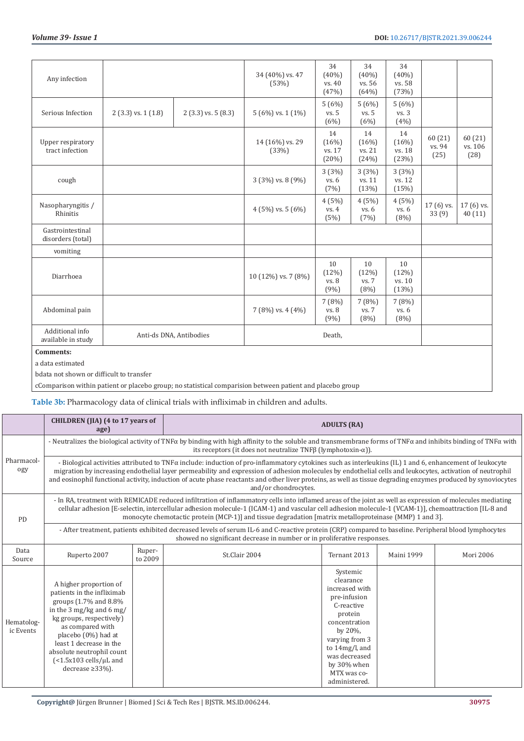| | | | | | | | | |
|---|---|---|---|---|---|---|---|---|
| Any infection | | | 34 (40%) vs. 47 (53%) | 34 (40%) vs. 40 (47%) | 34 (40%) vs. 56 (64%) | 34 (40%) vs. 58 (73%) | | |
| Serious Infection | 2 (3.3) vs. 1 (1.8) | 2 (3.3) vs. 5 (8.3) | 5 (6%) vs. 1 (1%) | 5 (6%) vs. 5 (6%) | 5 (6%) vs. 5 (6%) | 5 (6%) vs. 3 (4%) | | |
| Upper respiratory tract infection | | | 14 (16%) vs. 29 (33%) | 14 (16%) vs. 17 (20%) | 14 (16%) vs. 21 (24%) | 14 (16%) vs. 18 (23%) | 60 (21) vs. 94 (25) | 60 (21) vs. 106 (28) |
| cough | | | 3 (3%) vs. 8 (9%) | 3 (3%) vs. 6 (7%) | 3 (3%) vs. 11 (13%) | 3 (3%) vs. 12 (15%) | | |
| Nasopharyngitis / Rhinitis | | | 4 (5%) vs. 5 (6%) | 4 (5%) vs. 4 (5%) | 4 (5%) vs. 6 (7%) | 4 (5%) vs. 6 (8%) | 17 (6) vs. 33 (9) | 17 (6) vs. 40 (11) |
| Gastrointestinal disorders (total) | | | | | | | | |
| vomiting | | | | | | | | |
| Diarrhoea | | | 10 (12%) vs. 7 (8%) | 10 (12%) vs. 8 (9%) | 10 (12%) vs. 7 (8%) | 10 (12%) vs. 10 (13%) | | |
| Abdominal pain | | | 7 (8%) vs. 4 (4%) | 7 (8%) vs. 8 (9%) | 7 (8%) vs. 7 (8%) | 7 (8%) vs. 6 (8%) | | |
| Additional info available in study | Anti-ds DNA, Antibodies | | Death, | | | | | |

**Comments:**

a data estimated

bdata not shown or difficult to transfer

cComparison within patient or placebo group; no statistical comparision between patient and placebo group

**Table 3b:** Pharmacology data of clinical trials with infliximab in children and adults.

| | CHILDREN (JIA) (4 to 17 years of age) | | ADULTS (RA) | | | |
|---|---|---|---|---|---|---|
| Pharmacology | - Neutralizes the biological activity of TNFα by binding with high affinity to the soluble and transmembrane forms of TNFα and inhibits binding of TNFα with its receptors (it does not neutralize TNFβ (lymphotoxin-α)). | | | | | |
| | - Biological activities attributed to TNFα include: induction of pro-inflammatory cytokines such as interleukins (IL) 1 and 6, enhancement of leukocyte migration by increasing endothelial layer permeability and expression of adhesion molecules by endothelial cells and leukocytes, activation of neutrophil and eosinophil functional activity, induction of acute phase reactants and other liver proteins, as well as tissue degrading enzymes produced by synoviocytes and/or chondrocytes. | | | | | |
| PD | - In RA, treatment with REMICADE reduced infiltration of inflammatory cells into inflamed areas of the joint as well as expression of molecules mediating cellular adhesion [E-selectin, intercellular adhesion molecule-1 (ICAM-1) and vascular cell adhesion molecule-1 (VCAM-1)], chemoattraction [IL-8 and monocyte chemotactic protein (MCP-1)] and tissue degradation [matrix metalloproteinase (MMP) 1 and 3]. | | | | | |
| | - After treatment, patients exhibited decreased levels of serum IL-6 and C-reactive protein (CRP) compared to baseline. Peripheral blood lymphocytes showed no significant decrease in number or in proliferative responses. | | | | | |
| Data Source | Ruperto 2007 | Ruperto 2009 | St.Clair 2004 | Ternant 2013 | Maini 1999 | Mori 2006 |
| Hematologic Events | A higher proportion of patients in the infliximab groups (1.7% and 8.8% in the 3 mg/kg and 6 mg/kg groups, respectively) as compared with placebo (0%) had at least 1 decrease in the absolute neutrophil count (<1.5x103 cells/µL and decrease ≥33%). | | | Systemic clearance increased with pre-infusion C-reactive protein concentration by 20%, varying from 3 to 14mg/l, and was decreased by 30% when MTX was co-administered. | | |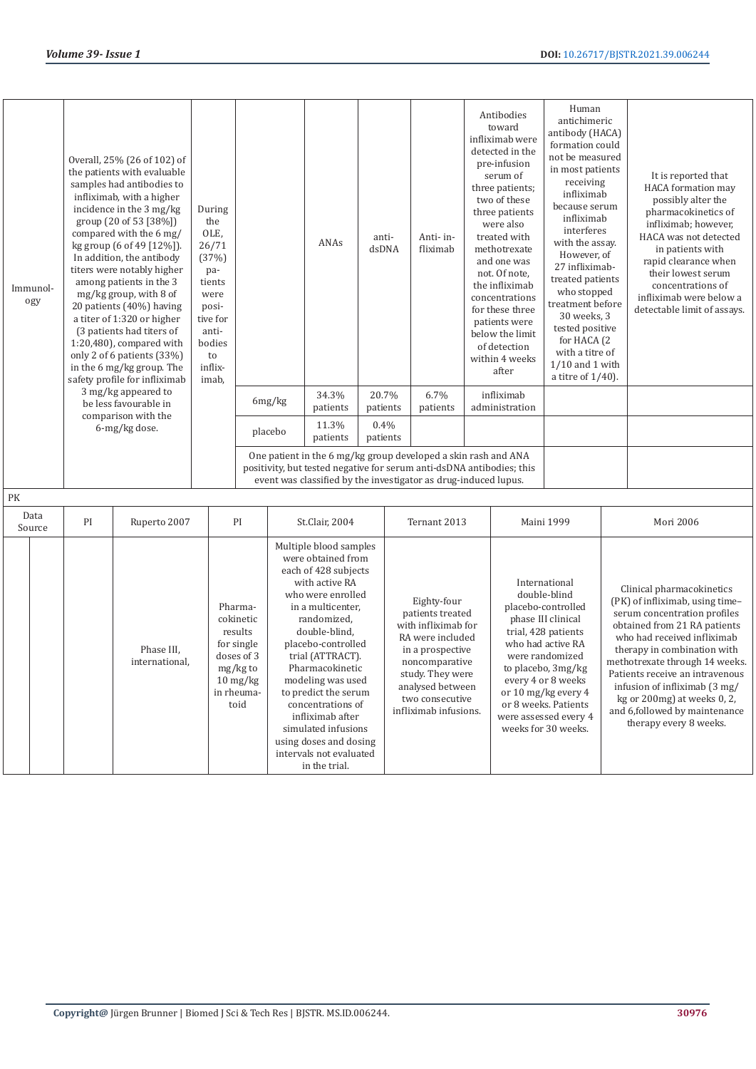| Immunology | Overall, 25% (26 of 102) of the patients with evaluable samples had antibodies to infliximab, with a higher incidence in the 3 mg/kg group (20 of 53 [38%]) compared with the 6 mg/kg group (6 of 49 [12%]). In addition, the antibody titers were notably higher among patients in the 3 mg/kg group, with 8 of 20 patients (40%) having a titer of 1:320 or higher (3 patients had titers of 1:20,480), compared with only 2 of 6 patients (33%) in the 6 mg/kg group. The safety profile for infliximab 3 mg/kg appeared to be less favourable in comparison with the 6-mg/kg dose. | During the OLE, 26/71 (37%) patients were positive for antibodies to infliximab, | | ANAs | anti-dsDNA | Anti- infliximab | Antibodies toward infliximab were detected in the pre-infusion serum of three patients; two of these three patients were also treated with methotrexate and one was not. Of note, the infliximab concentrations for these three patients were below the limit of detection within 4 weeks after | Human antichimeric antibody (HACA) formation could not be measured in most patients receiving infliximab because serum infliximab interferes with the assay. However, of 27 infliximab-treated patients who stopped treatment before 30 weeks, 3 tested positive for HACA (2 with a titre of 1/10 and 1 with a titre of 1/40). | It is reported that HACA formation may possibly alter the pharmacokinetics of infliximab; however, HACA was not detected in patients with rapid clearance when their lowest serum concentrations of infliximab were below a detectable limit of assays. |
|---|---|---|---|---|---|---|---|---|---|
| | | | 6mg/kg | 34.3% patients | 20.7% patients | 6.7% patients | infliximab administration | | |
| | | | placebo | 11.3% patients | 0.4% patients | | | | |
| | | | One patient in the 6 mg/kg group developed a skin rash and ANA positivity, but tested negative for serum anti-dsDNA antibodies; this event was classified by the investigator as drug-induced lupus. | | | | | | |

PK

| Data Source | | PI | Ruperto 2007 | PI | St.Clair, 2004 | Ternant 2013 | Maini 1999 | Mori 2006 |
|---|---|---|---|---|---|---|---|---|
| | | | Phase III, international, | Pharmacokinetic results for single doses of 3 mg/kg to 10 mg/kg in rheumatoid | Multiple blood samples were obtained from each of 428 subjects with active RA who were enrolled in a multicenter, randomized, double-blind, placebo-controlled trial (ATTRACT). Pharmacokinetic modeling was used to predict the serum concentrations of infliximab after simulated infusions using doses and dosing intervals not evaluated in the trial. | Eighty-four patients treated with infliximab for RA were included in a prospective noncomparative study. They were analysed between two consecutive infliximab infusions. | International double-blind placebo-controlled phase III clinical trial, 428 patients who had active RA were randomized to placebo, 3mg/kg every 4 or 8 weeks or 10 mg/kg every 4 or 8 weeks. Patients were assessed every 4 weeks for 30 weeks. | Clinical pharmacokinetics (PK) of infliximab, using time–serum concentration profiles obtained from 21 RA patients who had received infliximab therapy in combination with methotrexate through 14 weeks. Patients receive an intravenous infusion of infliximab (3 mg/kg or 200mg) at weeks 0, 2, and 6,followed by maintenance therapy every 8 weeks. |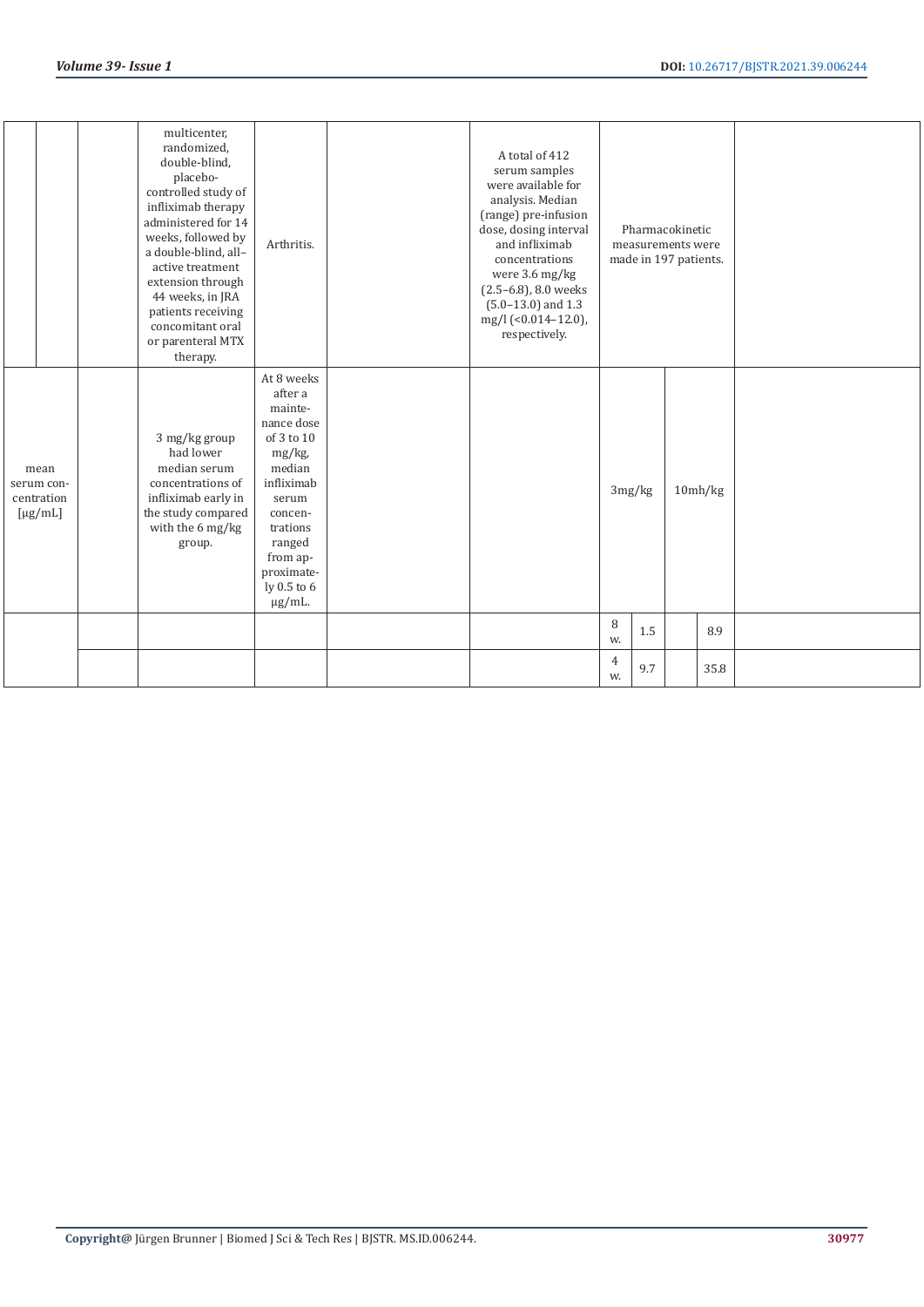| | | | | | | | | | | | |
|---|---|---|---|---|---|---|---|---|---|---|---|
| | | | multicenter, randomized, double-blind, placebo-controlled study of infliximab therapy administered for 14 weeks, followed by a double-blind, all–active treatment extension through 44 weeks, in JRA patients receiving concomitant oral or parenteral MTX therapy. | Arthritis. | | A total of 412 serum samples were available for analysis. Median (range) pre-infusion dose, dosing interval and infliximab concentrations were 3.6 mg/kg (2.5–6.8), 8.0 weeks (5.0–13.0) and 1.3 mg/l (<0.014–12.0), respectively. | Pharmacokinetic measurements were made in 197 patients. | | | | |
| mean serum concentration [µg/mL] | | | 3 mg/kg group had lower median serum concentrations of infliximab early in the study compared with the 6 mg/kg group. | At 8 weeks after a maintenance dose of 3 to 10 mg/kg, median infliximab serum concentrations ranged from approximately 0.5 to 6 µg/mL. | | | 3mg/kg | | 10mh/kg | | |
| | | | | | | | 8 w. | 1.5 | | 8.9 | |
| | | | | | | | 4 w. | 9.7 | | 35.8 | |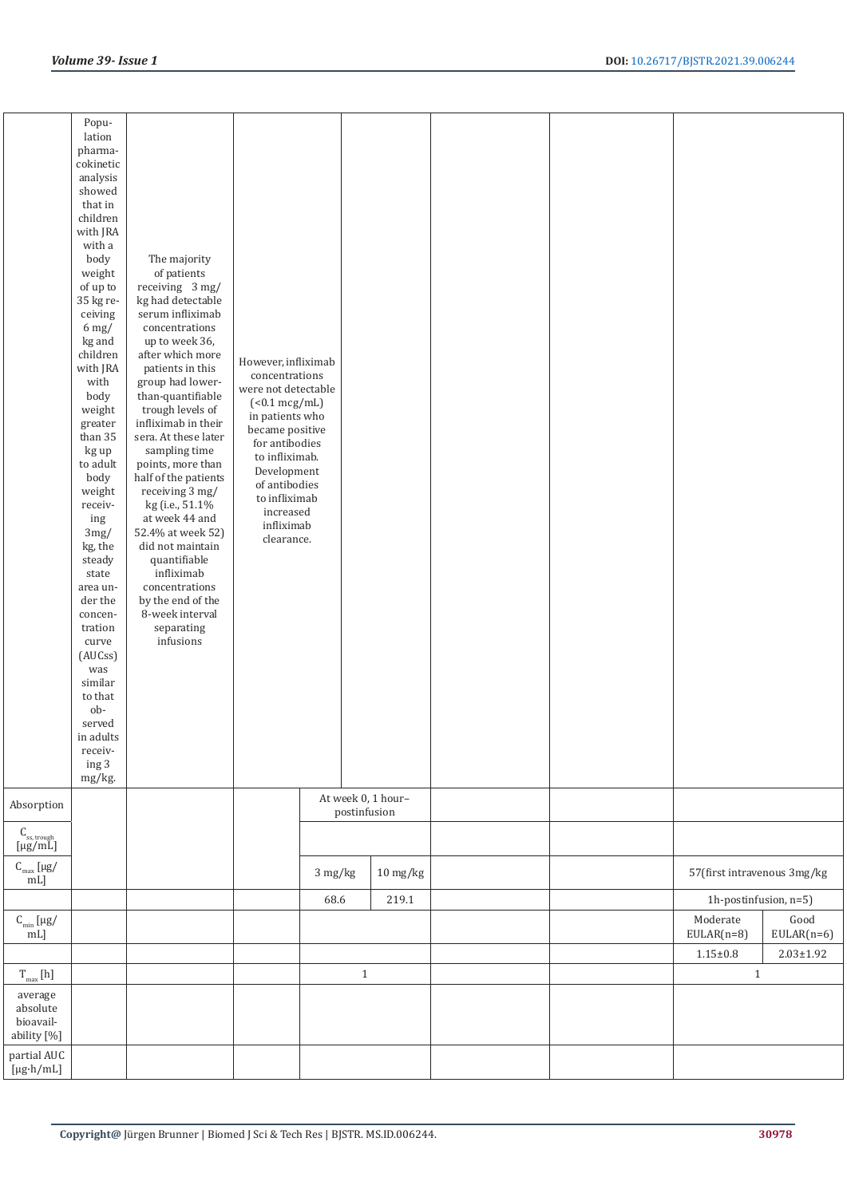| | Population pharmacokinetic analysis showed that in children with JRA with a body weight of up to 35 kg receiving 6 mg/kg and children with JRA with body weight greater than 35 kg up to adult body weight receiving 3mg/kg, the steady state area under the concentration curve (AUCss) was similar to that observed in adults receiving 3 mg/kg. | The majority of patients receiving 3 mg/kg had detectable serum infliximab concentrations up to week 36, after which more patients in this group had lower-than-quantifiable trough levels of infliximab in their sera. At these later sampling time points, more than half of the patients receiving 3 mg/kg (i.e., 51.1% at week 44 and 52.4% at week 52) did not maintain quantifiable infliximab concentrations by the end of the 8-week interval separating infusions | However, infliximab concentrations were not detectable (<0.1 mcg/mL) in patients who became positive for antibodies to infliximab. Development of antibodies to infliximab increased infliximab clearance. | | | | | | |
|---|---|---|---|---|---|---|---|---|---|
| Absorption | | | | At week 0, 1 hour–postinfusion | | | | | |
| $C_{ss, trough}$ [μg/mL] | | | | | | | | | |
| $C_{max}$ [μg/mL] | | | | 3 mg/kg | 10 mg/kg | | | 57(first intravenous 3mg/kg | |
| | | | | 68.6 | 219.1 | | | 1h-postinfusion, n=5) | |
| $C_{min}$ [μg/mL] | | | | | | | | Moderate EULAR(n=8) | Good EULAR(n=6) |
| | | | | | | | | 1.15±0.8 | 2.03±1.92 |
| $T_{max}$ [h] | | | | 1 | | | | 1 | |
| average absolute bioavailability [%] | | | | | | | | | |
| partial AUC [μg·h/mL] | | | | | | | | | |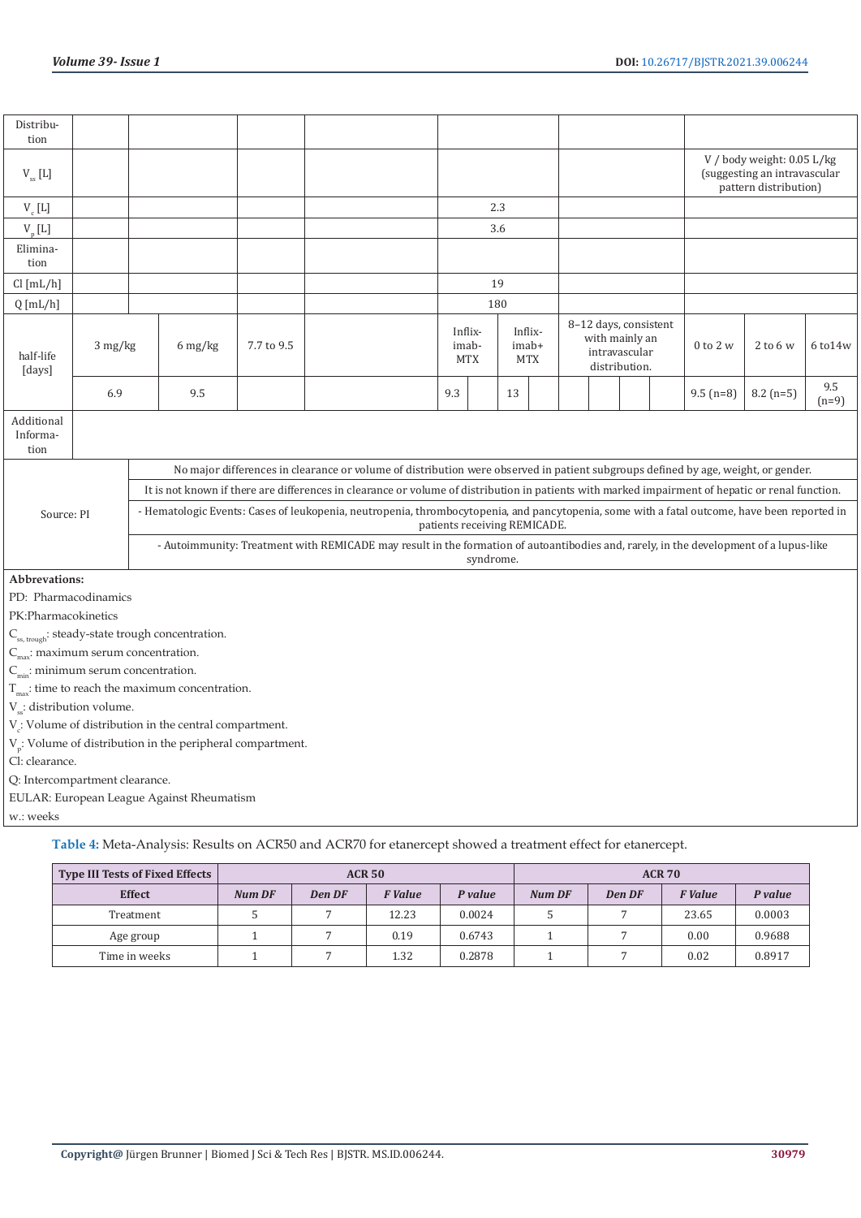| Distribution | | | | | | | | | |
|---|---|---|---|---|---|---|---|---|---|
| $V_{ss}$ [L] | | | | | | | V / body weight: 0.05 L/kg (suggesting an intravascular pattern distribution) | | |
| $V_c$ [L] | | | | | 2.3 | | | | |
| $V_p$ [L] | | | | | 3.6 | | | | |
| Elimination | | | | | | | | | |
| Cl [mL/h] | | | | | 19 | | | | |
| Q [mL/h] | | | | | 180 | | | | |
| half-life [days] | 3 mg/kg | 6 mg/kg | 7.7 to 9.5 | | Infliximab-MTX | Infliximab+MTX | 8–12 days, consistent with mainly an intravascular distribution. | 0 to 2 w | 2 to 6 w | 6 to14w |
| | 6.9 | 9.5 | | | 9.3 | 13 | | 9.5 (n=8) | 8.2 (n=5) | 9.5 (n=9) |
| Additional Information | | | | | | | | | |
| Source: PI | No major differences in clearance or volume of distribution were observed in patient subgroups defined by age, weight, or gender. | | | | | | | | |
| | It is not known if there are differences in clearance or volume of distribution in patients with marked impairment of hepatic or renal function. | | | | | | | | |
| | - Hematologic Events: Cases of leukopenia, neutropenia, thrombocytopenia, and pancytopenia, some with a fatal outcome, have been reported in patients receiving REMICADE. | | | | | | | | |
| | - Autoimmunity: Treatment with REMICADE may result in the formation of autoantibodies and, rarely, in the development of a lupus-like syndrome. | | | | | | | | |

**Abbrevations:**

PD: Pharmacodinamics

PK:Pharmacokinetics

$C_{ss,trough}$: steady-state trough concentration.

$C_{max}$: maximum serum concentration.

$C_{min}$: minimum serum concentration.

$T_{max}$: time to reach the maximum concentration.

$V_{ss}$: distribution volume.

$V_c$: Volume of distribution in the central compartment.

$V_p$: Volume of distribution in the peripheral compartment.

Cl: clearance.

Q: Intercompartment clearance.

EULAR: European League Against Rheumatism

w.: weeks

**Table 4:** Meta-Analysis: Results on ACR50 and ACR70 for etanercept showed a treatment effect for etanercept.

| Type III Tests of Fixed Effects | ACR 50 | | | | ACR 70 | | | |
|---|---|---|---|---|---|---|---|---|
| **Effect** | ***Num DF*** | ***Den DF*** | ***F Value*** | ***P value*** | ***Num DF*** | ***Den DF*** | ***F Value*** | ***P value*** |
| Treatment | 5 | 7 | 12.23 | 0.0024 | 5 | 7 | 23.65 | 0.0003 |
| Age group | 1 | 7 | 0.19 | 0.6743 | 1 | 7 | 0.00 | 0.9688 |
| Time in weeks | 1 | 7 | 1.32 | 0.2878 | 1 | 7 | 0.02 | 0.8917 |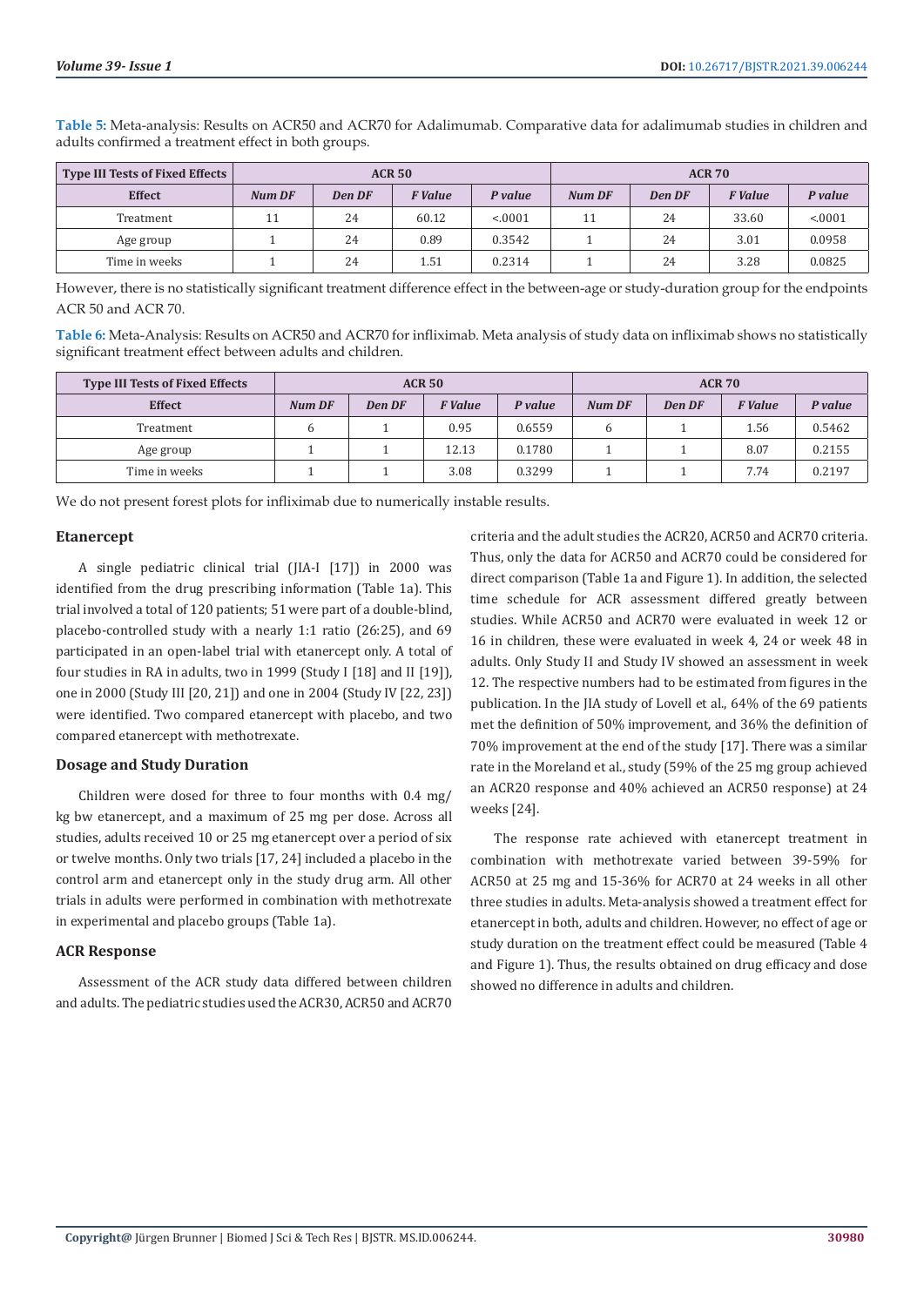**Table 5:** Meta-analysis: Results on ACR50 and ACR70 for Adalimumab. Comparative data for adalimumab studies in children and adults confirmed a treatment effect in both groups.

| Type III Tests of Fixed Effects | ACR 50 | | | | ACR 70 | | | |
|---|---|---|---|---|---|---|---|---|
| **Effect** | *Num DF* | *Den DF* | *F Value* | *P value* | *Num DF* | *Den DF* | *F Value* | *P value* |
| Treatment | 11 | 24 | 60.12 | <.0001 | 11 | 24 | 33.60 | <.0001 |
| Age group | 1 | 24 | 0.89 | 0.3542 | 1 | 24 | 3.01 | 0.0958 |
| Time in weeks | 1 | 24 | 1.51 | 0.2314 | 1 | 24 | 3.28 | 0.0825 |

However, there is no statistically significant treatment difference effect in the between-age or study-duration group for the endpoints ACR 50 and ACR 70.

**Table 6:** Meta-Analysis: Results on ACR50 and ACR70 for infliximab. Meta analysis of study data on infliximab shows no statistically significant treatment effect between adults and children.

| Type III Tests of Fixed Effects | ACR 50 | | | | ACR 70 | | | |
|---|---|---|---|---|---|---|---|---|
| **Effect** | *Num DF* | *Den DF* | *F Value* | *P value* | *Num DF* | *Den DF* | *F Value* | *P value* |
| Treatment | 6 | 1 | 0.95 | 0.6559 | 6 | 1 | 1.56 | 0.5462 |
| Age group | 1 | 1 | 12.13 | 0.1780 | 1 | 1 | 8.07 | 0.2155 |
| Time in weeks | 1 | 1 | 3.08 | 0.3299 | 1 | 1 | 7.74 | 0.2197 |

We do not present forest plots for infliximab due to numerically instable results.

### Etanercept

A single pediatric clinical trial (JIA-I [17]) in 2000 was identified from the drug prescribing information (Table 1a). This trial involved a total of 120 patients; 51 were part of a double-blind, placebo-controlled study with a nearly 1:1 ratio (26:25), and 69 participated in an open-label trial with etanercept only. A total of four studies in RA in adults, two in 1999 (Study I [18] and II [19]), one in 2000 (Study III [20, 21]) and one in 2004 (Study IV [22, 23]) were identified. Two compared etanercept with placebo, and two compared etanercept with methotrexate.

### Dosage and Study Duration

Children were dosed for three to four months with 0.4 mg/kg bw etanercept, and a maximum of 25 mg per dose. Across all studies, adults received 10 or 25 mg etanercept over a period of six or twelve months. Only two trials [17, 24] included a placebo in the control arm and etanercept only in the study drug arm. All other trials in adults were performed in combination with methotrexate in experimental and placebo groups (Table 1a).

### ACR Response

Assessment of the ACR study data differed between children and adults. The pediatric studies used the ACR30, ACR50 and ACR70 criteria and the adult studies the ACR20, ACR50 and ACR70 criteria. Thus, only the data for ACR50 and ACR70 could be considered for direct comparison (Table 1a and Figure 1). In addition, the selected time schedule for ACR assessment differed greatly between studies. While ACR50 and ACR70 were evaluated in week 12 or 16 in children, these were evaluated in week 4, 24 or week 48 in adults. Only Study II and Study IV showed an assessment in week 12. The respective numbers had to be estimated from figures in the publication. In the JIA study of Lovell et al., 64% of the 69 patients met the definition of 50% improvement, and 36% the definition of 70% improvement at the end of the study [17]. There was a similar rate in the Moreland et al., study (59% of the 25 mg group achieved an ACR20 response and 40% achieved an ACR50 response) at 24 weeks [24].

The response rate achieved with etanercept treatment in combination with methotrexate varied between 39-59% for ACR50 at 25 mg and 15-36% for ACR70 at 24 weeks in all other three studies in adults. Meta-analysis showed a treatment effect for etanercept in both, adults and children. However, no effect of age or study duration on the treatment effect could be measured (Table 4 and Figure 1). Thus, the results obtained on drug efficacy and dose showed no difference in adults and children.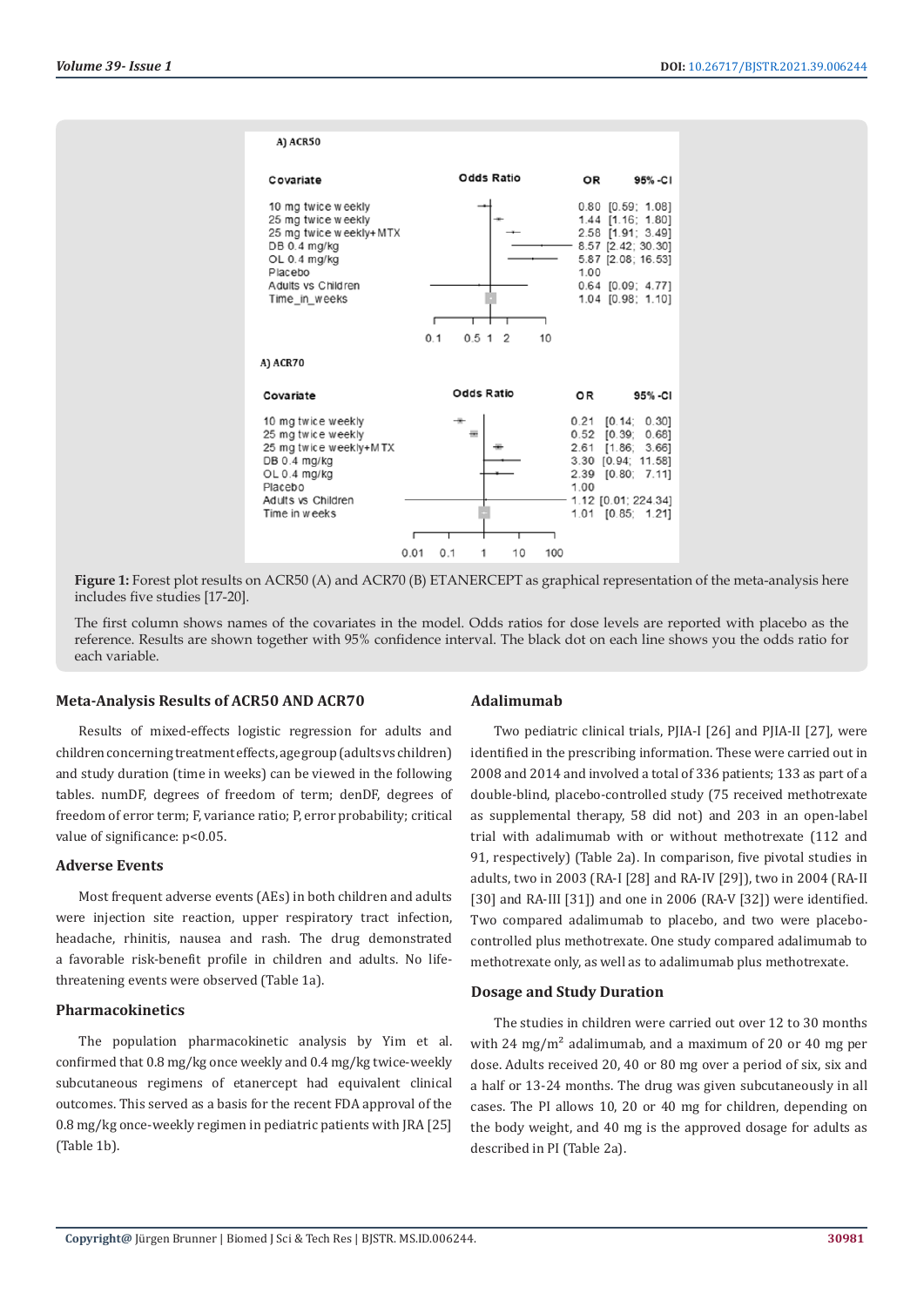**A) ACR50**

| Covariate | OR | 95%-CI |
|---|---|---|
| 10 mg twice weekly | 0.80 | [0.59; 1.08] |
| 25 mg twice weekly | 1.44 | [1.16; 1.80] |
| 25 mg twice weekly+MTX | 2.58 | [1.91; 3.49] |
| DB 0.4 mg/kg | 8.57 | [2.42; 30.30] |
| OL 0.4 mg/kg | 5.87 | [2.08; 16.53] |
| Placebo | 1.00 | |
| Adults vs Children | 0.64 | [0.09; 4.77] |
| Time_in_weeks | 1.04 | [0.98; 1.10] |

**A) ACR70**

| Covariate | OR | 95%-CI |
|---|---|---|
| 10 mg twice weekly | 0.21 | [0.14; 0.30] |
| 25 mg twice weekly | 0.52 | [0.39; 0.68] |
| 25 mg twice weekly+MTX | 2.61 | [1.86; 3.66] |
| DB 0.4 mg/kg | 3.30 | [0.94; 11.58] |
| OL 0.4 mg/kg | 2.39 | [0.80; 7.11] |
| Placebo | 1.00 | |
| Adults vs Children | 1.12 | [0.01; 224.34] |
| Time in weeks | 1.01 | [0.85; 1.21] |

**Figure 1:** Forest plot results on ACR50 (A) and ACR70 (B) ETANERCEPT as graphical representation of the meta-analysis here includes five studies [17-20].

The first column shows names of the covariates in the model. Odds ratios for dose levels are reported with placebo as the reference. Results are shown together with 95% confidence interval. The black dot on each line shows you the odds ratio for each variable.

### Meta-Analysis Results of ACR50 AND ACR70

Results of mixed-effects logistic regression for adults and children concerning treatment effects, age group (adults vs children) and study duration (time in weeks) can be viewed in the following tables. numDF, degrees of freedom of term; denDF, degrees of freedom of error term; F, variance ratio; P, error probability; critical value of significance: $p<0.05$.

### Adverse Events

Most frequent adverse events (AEs) in both children and adults were injection site reaction, upper respiratory tract infection, headache, rhinitis, nausea and rash. The drug demonstrated a favorable risk-benefit profile in children and adults. No life-threatening events were observed (Table 1a).

### Pharmacokinetics

The population pharmacokinetic analysis by Yim et al. confirmed that 0.8 mg/kg once weekly and 0.4 mg/kg twice-weekly subcutaneous regimens of etanercept had equivalent clinical outcomes. This served as a basis for the recent FDA approval of the 0.8 mg/kg once-weekly regimen in pediatric patients with JRA [25] (Table 1b).

### Adalimumab

Two pediatric clinical trials, PJIA-I [26] and PJIA-II [27], were identified in the prescribing information. These were carried out in 2008 and 2014 and involved a total of 336 patients; 133 as part of a double-blind, placebo-controlled study (75 received methotrexate as supplemental therapy, 58 did not) and 203 in an open-label trial with adalimumab with or without methotrexate (112 and 91, respectively) (Table 2a). In comparison, five pivotal studies in adults, two in 2003 (RA-I [28] and RA-IV [29]), two in 2004 (RA-II [30] and RA-III [31]) and one in 2006 (RA-V [32]) were identified. Two compared adalimumab to placebo, and two were placebo-controlled plus methotrexate. One study compared adalimumab to methotrexate only, as well as to adalimumab plus methotrexate.

### Dosage and Study Duration

The studies in children were carried out over 12 to 30 months with 24 mg/m$^2$ adalimumab, and a maximum of 20 or 40 mg per dose. Adults received 20, 40 or 80 mg over a period of six, six and a half or 13-24 months. The drug was given subcutaneously in all cases. The PI allows 10, 20 or 40 mg for children, depending on the body weight, and 40 mg is the approved dosage for adults as described in PI (Table 2a).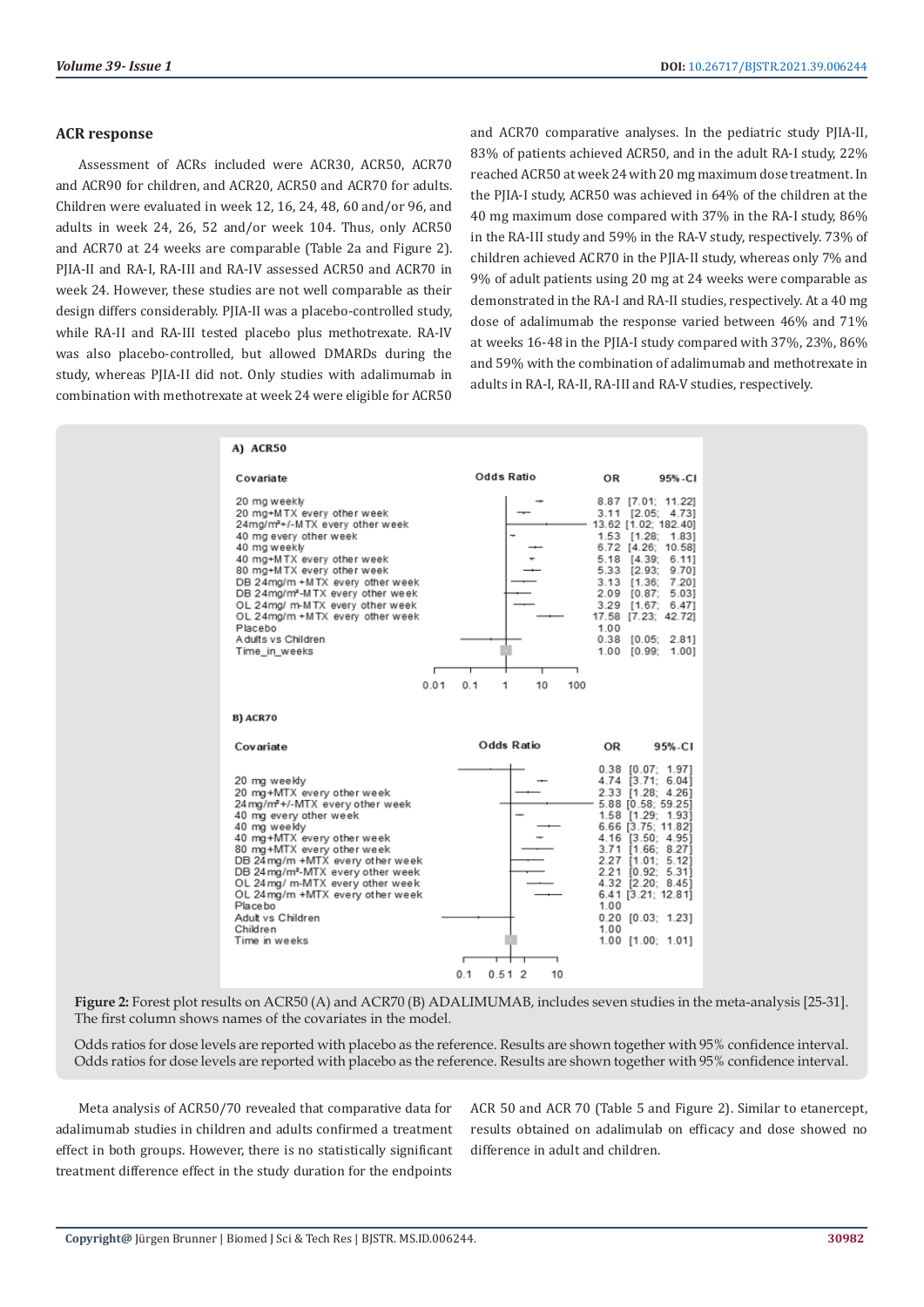### ACR response

Assessment of ACRs included were ACR30, ACR50, ACR70 and ACR90 for children, and ACR20, ACR50 and ACR70 for adults. Children were evaluated in week 12, 16, 24, 48, 60 and/or 96, and adults in week 24, 26, 52 and/or week 104. Thus, only ACR50 and ACR70 at 24 weeks are comparable (Table 2a and Figure 2). PJIA-II and RA-I, RA-III and RA-IV assessed ACR50 and ACR70 in week 24. However, these studies are not well comparable as their design differs considerably. PJIA-II was a placebo-controlled study, while RA-II and RA-III tested placebo plus methotrexate. RA-IV was also placebo-controlled, but allowed DMARDs during the study, whereas PJIA-II did not. Only studies with adalimumab in combination with methotrexate at week 24 were eligible for ACR50 and ACR70 comparative analyses. In the pediatric study PJIA-II, 83% of patients achieved ACR50, and in the adult RA-I study, 22% reached ACR50 at week 24 with 20 mg maximum dose treatment. In the PJIA-I study, ACR50 was achieved in 64% of the children at the 40 mg maximum dose compared with 37% in the RA-I study, 86% in the RA-III study and 59% in the RA-V study, respectively. 73% of children achieved ACR70 in the PJIA-II study, whereas only 7% and 9% of adult patients using 20 mg at 24 weeks were comparable as demonstrated in the RA-I and RA-II studies, respectively. At a 40 mg dose of adalimumab the response varied between 46% and 71% at weeks 16-48 in the PJIA-I study compared with 37%, 23%, 86% and 59% with the combination of adalimumab and methotrexate in adults in RA-I, RA-II, RA-III and RA-V studies, respectively.

**A) ACR50**

| Covariate | OR | 95%-CI |
|---|---|---|
| 20 mg weekly | 8.87 | [7.01; 11.22] |
| 20 mg+MTX every other week | 3.11 | [2.05; 4.73] |
| 24mg/m²+/-MTX every other week | 13.62 | [1.02; 182.40] |
| 40 mg every other week | 1.53 | [1.28; 1.83] |
| 40 mg weekly | 6.72 | [4.26; 10.58] |
| 40 mg+MTX every other week | 5.18 | [4.39; 6.11] |
| 80 mg+MTX every other week | 5.33 | [2.93; 9.70] |
| DB 24mg/m +MTX every other week | 3.13 | [1.36; 7.20] |
| DB 24mg/m²-MTX every other week | 2.09 | [0.87; 5.03] |
| OL 24mg/ m-MTX every other week | 3.29 | [1.67; 6.47] |
| OL 24mg/m +MTX every other week | 17.58 | [7.23; 42.72] |
| Placebo | 1.00 | |
| Adults vs Children | 0.38 | [0.05; 2.81] |
| Time_in_weeks | 1.00 | [0.99; 1.00] |

**B) ACR70**

| Covariate | OR | 95%-CI |
|---|---|---|
| | 0.38 | [0.07; 1.97] |
| 20 mg weekly | 4.74 | [3.71; 6.04] |
| 20 mg+MTX every other week | 2.33 | [1.28; 4.26] |
| 24mg/m²+/-MTX every other week | 5.88 | [0.58; 59.25] |
| 40 mg every other week | 1.58 | [1.29; 1.93] |
| 40 mg weekly | 6.66 | [3.75; 11.82] |
| 40 mg+MTX every other week | 4.16 | [3.50; 4.95] |
| 80 mg+MTX every other week | 3.71 | [1.66; 8.27] |
| DB 24mg/m +MTX every other week | 2.27 | [1.01; 5.12] |
| DB 24mg/m²-MTX every other week | 2.21 | [0.92; 5.31] |
| OL 24mg/ m-MTX every other week | 4.32 | [2.20; 8.45] |
| OL 24mg/m +MTX every other week | 6.41 | [3.21; 12.81] |
| Placebo | 1.00 | |
| Adult vs Children | 0.20 | [0.03; 1.23] |
| Children | 1.00 | |
| Time in weeks | 1.00 | [1.00; 1.01] |

**Figure 2:** Forest plot results on ACR50 (A) and ACR70 (B) ADALIMUMAB, includes seven studies in the meta-analysis [25-31]. The first column shows names of the covariates in the model.

Odds ratios for dose levels are reported with placebo as the reference. Results are shown together with 95% confidence interval. Odds ratios for dose levels are reported with placebo as the reference. Results are shown together with 95% confidence interval.

Meta analysis of ACR50/70 revealed that comparative data for adalimumab studies in children and adults confirmed a treatment effect in both groups. However, there is no statistically significant treatment difference effect in the study duration for the endpoints ACR 50 and ACR 70 (Table 5 and Figure 2). Similar to etanercept, results obtained on adalimulab on efficacy and dose showed no difference in adult and children.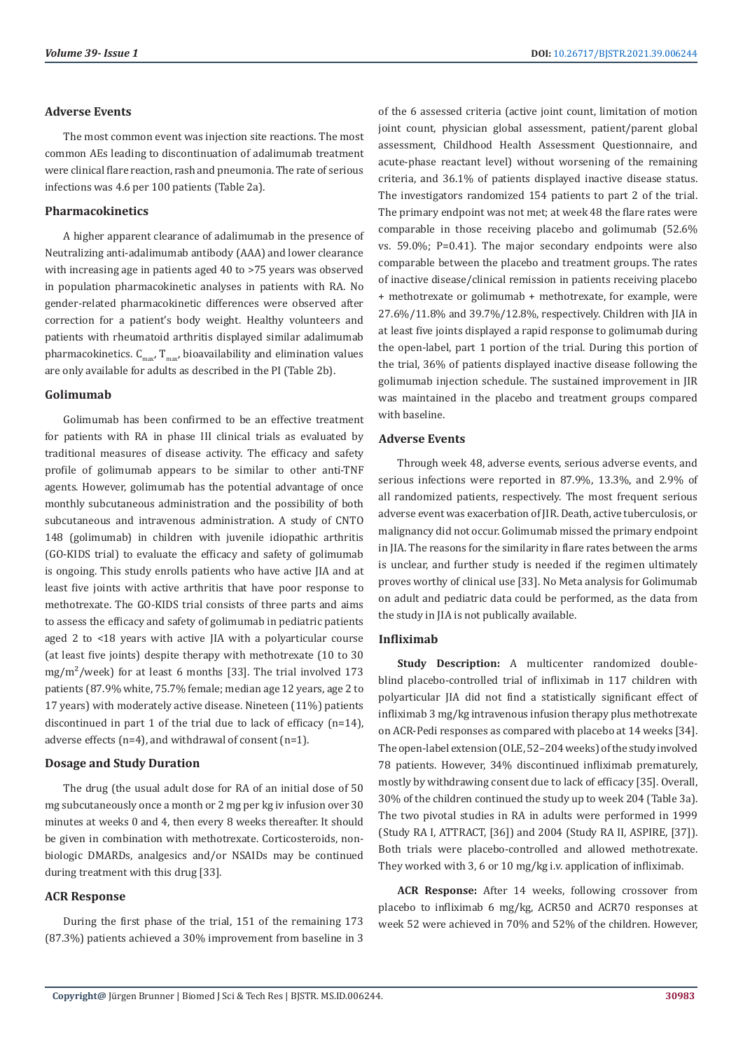### Adverse Events

The most common event was injection site reactions. The most common AEs leading to discontinuation of adalimumab treatment were clinical flare reaction, rash and pneumonia. The rate of serious infections was 4.6 per 100 patients (Table 2a).

### Pharmacokinetics

A higher apparent clearance of adalimumab in the presence of Neutralizing anti-adalimumab antibody (AAA) and lower clearance with increasing age in patients aged 40 to >75 years was observed in population pharmacokinetic analyses in patients with RA. No gender-related pharmacokinetic differences were observed after correction for a patient's body weight. Healthy volunteers and patients with rheumatoid arthritis displayed similar adalimumab pharmacokinetics. $C_{max}$, $T_{max}$, bioavailability and elimination values are only available for adults as described in the PI (Table 2b).

### Golimumab

Golimumab has been confirmed to be an effective treatment for patients with RA in phase III clinical trials as evaluated by traditional measures of disease activity. The efficacy and safety profile of golimumab appears to be similar to other anti-TNF agents. However, golimumab has the potential advantage of once monthly subcutaneous administration and the possibility of both subcutaneous and intravenous administration. A study of CNTO 148 (golimumab) in children with juvenile idiopathic arthritis (GO-KIDS trial) to evaluate the efficacy and safety of golimumab is ongoing. This study enrolls patients who have active JIA and at least five joints with active arthritis that have poor response to methotrexate. The GO-KIDS trial consists of three parts and aims to assess the efficacy and safety of golimumab in pediatric patients aged 2 to <18 years with active JIA with a polyarticular course (at least five joints) despite therapy with methotrexate (10 to 30 mg/m$^2$/week) for at least 6 months [33]. The trial involved 173 patients (87.9% white, 75.7% female; median age 12 years, age 2 to 17 years) with moderately active disease. Nineteen (11%) patients discontinued in part 1 of the trial due to lack of efficacy (n=14), adverse effects (n=4), and withdrawal of consent (n=1).

### Dosage and Study Duration

The drug (the usual adult dose for RA of an initial dose of 50 mg subcutaneously once a month or 2 mg per kg iv infusion over 30 minutes at weeks 0 and 4, then every 8 weeks thereafter. It should be given in combination with methotrexate. Corticosteroids, non-biologic DMARDs, analgesics and/or NSAIDs may be continued during treatment with this drug [33].

### ACR Response

During the first phase of the trial, 151 of the remaining 173 (87.3%) patients achieved a 30% improvement from baseline in 3 of the 6 assessed criteria (active joint count, limitation of motion joint count, physician global assessment, patient/parent global assessment, Childhood Health Assessment Questionnaire, and acute-phase reactant level) without worsening of the remaining criteria, and 36.1% of patients displayed inactive disease status. The investigators randomized 154 patients to part 2 of the trial. The primary endpoint was not met; at week 48 the flare rates were comparable in those receiving placebo and golimumab (52.6% vs. 59.0%; P=0.41). The major secondary endpoints were also comparable between the placebo and treatment groups. The rates of inactive disease/clinical remission in patients receiving placebo + methotrexate or golimumab + methotrexate, for example, were 27.6%/11.8% and 39.7%/12.8%, respectively. Children with JIA in at least five joints displayed a rapid response to golimumab during the open-label, part 1 portion of the trial. During this portion of the trial, 36% of patients displayed inactive disease following the golimumab injection schedule. The sustained improvement in JIR was maintained in the placebo and treatment groups compared with baseline.

### Adverse Events

Through week 48, adverse events, serious adverse events, and serious infections were reported in 87.9%, 13.3%, and 2.9% of all randomized patients, respectively. The most frequent serious adverse event was exacerbation of JIR. Death, active tuberculosis, or malignancy did not occur. Golimumab missed the primary endpoint in JIA. The reasons for the similarity in flare rates between the arms is unclear, and further study is needed if the regimen ultimately proves worthy of clinical use [33]. No Meta analysis for Golimumab on adult and pediatric data could be performed, as the data from the study in JIA is not publically available.

### Infliximab

**Study Description:** A multicenter randomized double-blind placebo-controlled trial of infliximab in 117 children with polyarticular JIA did not find a statistically significant effect of infliximab 3 mg/kg intravenous infusion therapy plus methotrexate on ACR-Pedi responses as compared with placebo at 14 weeks [34]. The open-label extension (OLE, 52–204 weeks) of the study involved 78 patients. However, 34% discontinued infliximab prematurely, mostly by withdrawing consent due to lack of efficacy [35]. Overall, 30% of the children continued the study up to week 204 (Table 3a). The two pivotal studies in RA in adults were performed in 1999 (Study RA I, ATTRACT, [36]) and 2004 (Study RA II, ASPIRE, [37]). Both trials were placebo-controlled and allowed methotrexate. They worked with 3, 6 or 10 mg/kg i.v. application of infliximab.

**ACR Response:** After 14 weeks, following crossover from placebo to infliximab 6 mg/kg, ACR50 and ACR70 responses at week 52 were achieved in 70% and 52% of the children. However,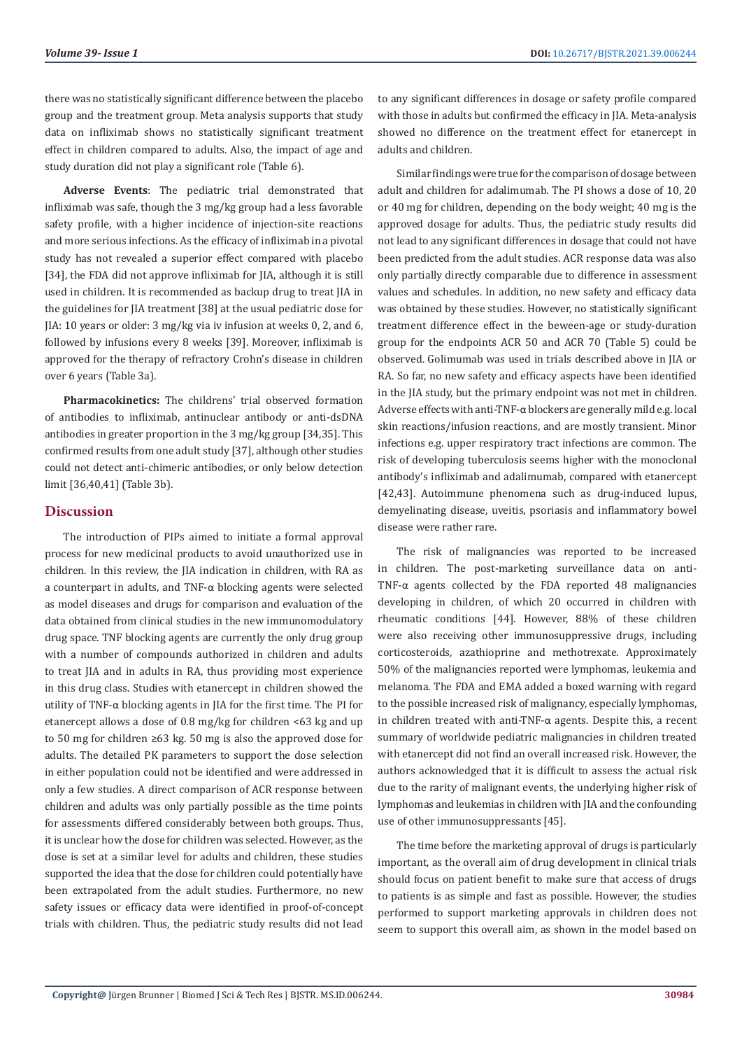there was no statistically significant difference between the placebo group and the treatment group. Meta analysis supports that study data on infliximab shows no statistically significant treatment effect in children compared to adults. Also, the impact of age and study duration did not play a significant role (Table 6).

**Adverse Events**: The pediatric trial demonstrated that infliximab was safe, though the 3 mg/kg group had a less favorable safety profile, with a higher incidence of injection-site reactions and more serious infections. As the efficacy of infliximab in a pivotal study has not revealed a superior effect compared with placebo [34], the FDA did not approve infliximab for JIA, although it is still used in children. It is recommended as backup drug to treat JIA in the guidelines for JIA treatment [38] at the usual pediatric dose for JIA: 10 years or older: 3 mg/kg via iv infusion at weeks 0, 2, and 6, followed by infusions every 8 weeks [39]. Moreover, infliximab is approved for the therapy of refractory Crohn's disease in children over 6 years (Table 3a).

**Pharmacokinetics:** The childrens' trial observed formation of antibodies to infliximab, antinuclear antibody or anti-dsDNA antibodies in greater proportion in the 3 mg/kg group [34,35]. This confirmed results from one adult study [37], although other studies could not detect anti-chimeric antibodies, or only below detection limit [36,40,41] (Table 3b).

## Discussion

The introduction of PIPs aimed to initiate a formal approval process for new medicinal products to avoid unauthorized use in children. In this review, the JIA indication in children, with RA as a counterpart in adults, and TNF-α blocking agents were selected as model diseases and drugs for comparison and evaluation of the data obtained from clinical studies in the new immunomodulatory drug space. TNF blocking agents are currently the only drug group with a number of compounds authorized in children and adults to treat JIA and in adults in RA, thus providing most experience in this drug class. Studies with etanercept in children showed the utility of TNF-α blocking agents in JIA for the first time. The PI for etanercept allows a dose of 0.8 mg/kg for children <63 kg and up to 50 mg for children ≥63 kg. 50 mg is also the approved dose for adults. The detailed PK parameters to support the dose selection in either population could not be identified and were addressed in only a few studies. A direct comparison of ACR response between children and adults was only partially possible as the time points for assessments differed considerably between both groups. Thus, it is unclear how the dose for children was selected. However, as the dose is set at a similar level for adults and children, these studies supported the idea that the dose for children could potentially have been extrapolated from the adult studies. Furthermore, no new safety issues or efficacy data were identified in proof-of-concept trials with children. Thus, the pediatric study results did not lead to any significant differences in dosage or safety profile compared with those in adults but confirmed the efficacy in JIA. Meta-analysis showed no difference on the treatment effect for etanercept in adults and children.

Similar findings were true for the comparison of dosage between adult and children for adalimumab. The PI shows a dose of 10, 20 or 40 mg for children, depending on the body weight; 40 mg is the approved dosage for adults. Thus, the pediatric study results did not lead to any significant differences in dosage that could not have been predicted from the adult studies. ACR response data was also only partially directly comparable due to difference in assessment values and schedules. In addition, no new safety and efficacy data was obtained by these studies. However, no statistically significant treatment difference effect in the beween-age or study-duration group for the endpoints ACR 50 and ACR 70 (Table 5) could be observed. Golimumab was used in trials described above in JIA or RA. So far, no new safety and efficacy aspects have been identified in the JIA study, but the primary endpoint was not met in children. Adverse effects with anti-TNF-α blockers are generally mild e.g. local skin reactions/infusion reactions, and are mostly transient. Minor infections e.g. upper respiratory tract infections are common. The risk of developing tuberculosis seems higher with the monoclonal antibody's infliximab and adalimumab, compared with etanercept [42,43]. Autoimmune phenomena such as drug-induced lupus, demyelinating disease, uveitis, psoriasis and inflammatory bowel disease were rather rare.

The risk of malignancies was reported to be increased in children. The post-marketing surveillance data on anti-TNF-α agents collected by the FDA reported 48 malignancies developing in children, of which 20 occurred in children with rheumatic conditions [44]. However, 88% of these children were also receiving other immunosuppressive drugs, including corticosteroids, azathioprine and methotrexate. Approximately 50% of the malignancies reported were lymphomas, leukemia and melanoma. The FDA and EMA added a boxed warning with regard to the possible increased risk of malignancy, especially lymphomas, in children treated with anti-TNF-α agents. Despite this, a recent summary of worldwide pediatric malignancies in children treated with etanercept did not find an overall increased risk. However, the authors acknowledged that it is difficult to assess the actual risk due to the rarity of malignant events, the underlying higher risk of lymphomas and leukemias in children with JIA and the confounding use of other immunosuppressants [45].

The time before the marketing approval of drugs is particularly important, as the overall aim of drug development in clinical trials should focus on patient benefit to make sure that access of drugs to patients is as simple and fast as possible. However, the studies performed to support marketing approvals in children does not seem to support this overall aim, as shown in the model based on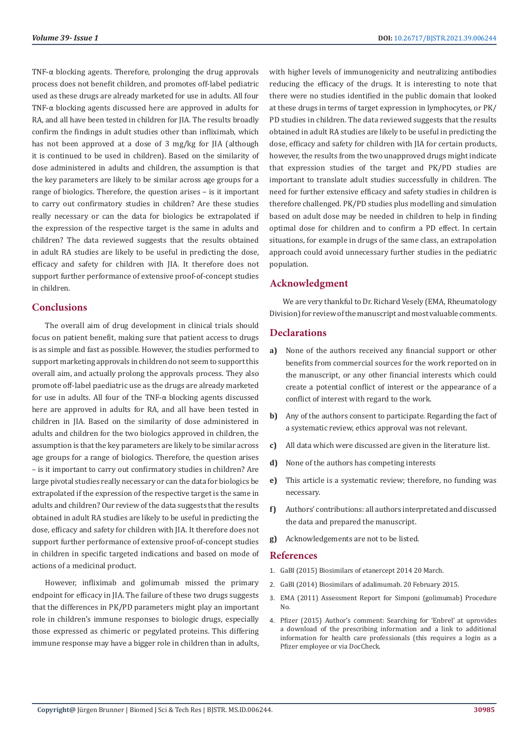TNF-α blocking agents. Therefore, prolonging the drug approvals process does not benefit children, and promotes off-label pediatric used as these drugs are already marketed for use in adults. All four TNF-α blocking agents discussed here are approved in adults for RA, and all have been tested in children for JIA. The results broadly confirm the findings in adult studies other than infliximab, which has not been approved at a dose of 3 mg/kg for JIA (although it is continued to be used in children). Based on the similarity of dose administered in adults and children, the assumption is that the key parameters are likely to be similar across age groups for a range of biologics. Therefore, the question arises – is it important to carry out confirmatory studies in children? Are these studies really necessary or can the data for biologics be extrapolated if the expression of the respective target is the same in adults and children? The data reviewed suggests that the results obtained in adult RA studies are likely to be useful in predicting the dose, efficacy and safety for children with JIA. It therefore does not support further performance of extensive proof-of-concept studies in children.

## Conclusions

The overall aim of drug development in clinical trials should focus on patient benefit, making sure that patient access to drugs is as simple and fast as possible. However, the studies performed to support marketing approvals in children do not seem to support this overall aim, and actually prolong the approvals process. They also promote off-label paediatric use as the drugs are already marketed for use in adults. All four of the TNF-α blocking agents discussed here are approved in adults for RA, and all have been tested in children in JIA. Based on the similarity of dose administered in adults and children for the two biologics approved in children, the assumption is that the key parameters are likely to be similar across age groups for a range of biologics. Therefore, the question arises – is it important to carry out confirmatory studies in children? Are large pivotal studies really necessary or can the data for biologics be extrapolated if the expression of the respective target is the same in adults and children? Our review of the data suggests that the results obtained in adult RA studies are likely to be useful in predicting the dose, efficacy and safety for children with JIA. It therefore does not support further performance of extensive proof-of-concept studies in children in specific targeted indications and based on mode of actions of a medicinal product.

However, infliximab and golimumab missed the primary endpoint for efficacy in JIA. The failure of these two drugs suggests that the differences in PK/PD parameters might play an important role in children's immune responses to biologic drugs, especially those expressed as chimeric or pegylated proteins. This differing immune response may have a bigger role in children than in adults, with higher levels of immunogenicity and neutralizing antibodies reducing the efficacy of the drugs. It is interesting to note that there were no studies identified in the public domain that looked at these drugs in terms of target expression in lymphocytes, or PK/PD studies in children. The data reviewed suggests that the results obtained in adult RA studies are likely to be useful in predicting the dose, efficacy and safety for children with JIA for certain products, however, the results from the two unapproved drugs might indicate that expression studies of the target and PK/PD studies are important to translate adult studies successfully in children. The need for further extensive efficacy and safety studies in children is therefore challenged. PK/PD studies plus modelling and simulation based on adult dose may be needed in children to help in finding optimal dose for children and to confirm a PD effect. In certain situations, for example in drugs of the same class, an extrapolation approach could avoid unnecessary further studies in the pediatric population.

## Acknowledgment

We are very thankful to Dr. Richard Vesely (EMA, Rheumatology Division) for review of the manuscript and most valuable comments.

## Declarations

- **a)** None of the authors received any financial support or other benefits from commercial sources for the work reported on in the manuscript, or any other financial interests which could create a potential conflict of interest or the appearance of a conflict of interest with regard to the work.
- **b)** Any of the authors consent to participate. Regarding the fact of a systematic review, ethics approval was not relevant.
- **c)** All data which were discussed are given in the literature list.
- **d)** None of the authors has competing interests
- **e)** This article is a systematic review; therefore, no funding was necessary.
- **f)** Authors' contributions: all authors interpretated and discussed the data and prepared the manuscript.
- **g)** Acknowledgements are not to be listed.

## References

1. GaBI (2015) Biosimilars of etanercept 2014 20 March.
2. GaBI (2014) Biosimilars of adalimumab. 20 February 2015.
3. EMA (2011) Assessment Report for Simponi (golimumab) Procedure No.
4. Pfizer (2015) Author's comment: Searching for 'Enbrel' at uprovides a download of the prescribing information and a link to additional information for health care professionals (this requires a login as a Pfizer employee or via DocCheck.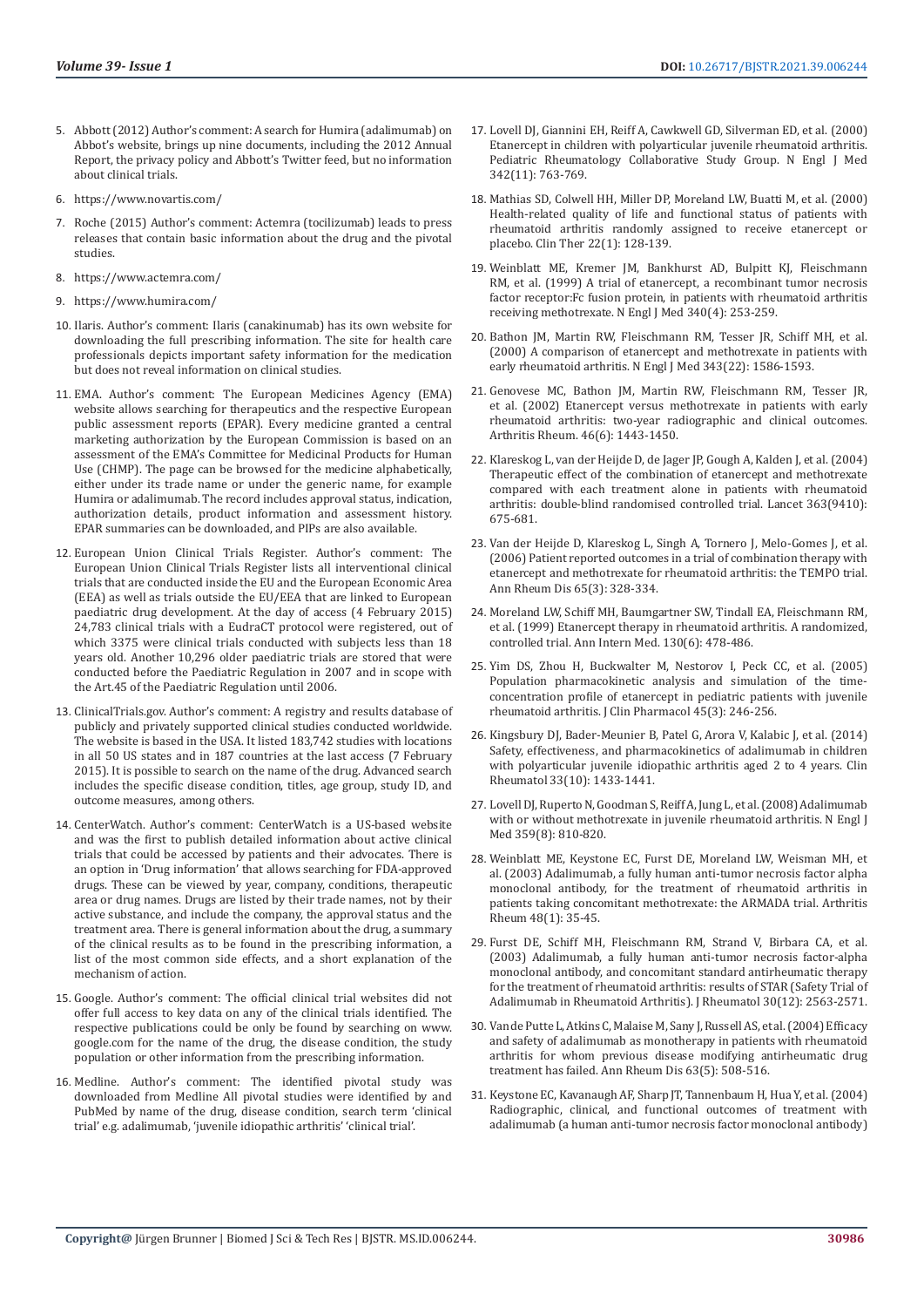5. Abbott (2012) Author's comment: A search for Humira (adalimumab) on Abbot's website, brings up nine documents, including the 2012 Annual Report, the privacy policy and Abbott's Twitter feed, but no information about clinical trials.

6. https://www.novartis.com/

7. Roche (2015) Author's comment: Actemra (tocilizumab) leads to press releases that contain basic information about the drug and the pivotal studies.

8. https://www.actemra.com/

9. https://www.humira.com/

10. Ilaris. Author's comment: Ilaris (canakinumab) has its own website for downloading the full prescribing information. The site for health care professionals depicts important safety information for the medication but does not reveal information on clinical studies.

11. EMA. Author's comment: The European Medicines Agency (EMA) website allows searching for therapeutics and the respective European public assessment reports (EPAR). Every medicine granted a central marketing authorization by the European Commission is based on an assessment of the EMA's Committee for Medicinal Products for Human Use (CHMP). The page can be browsed for the medicine alphabetically, either under its trade name or under the generic name, for example Humira or adalimumab. The record includes approval status, indication, authorization details, product information and assessment history. EPAR summaries can be downloaded, and PIPs are also available.

12. European Union Clinical Trials Register. Author's comment: The European Union Clinical Trials Register lists all interventional clinical trials that are conducted inside the EU and the European Economic Area (EEA) as well as trials outside the EU/EEA that are linked to European paediatric drug development. At the day of access (4 February 2015) 24,783 clinical trials with a EudraCT protocol were registered, out of which 3375 were clinical trials conducted with subjects less than 18 years old. Another 10,296 older paediatric trials are stored that were conducted before the Paediatric Regulation in 2007 and in scope with the Art.45 of the Paediatric Regulation until 2006.

13. ClinicalTrials.gov. Author's comment: A registry and results database of publicly and privately supported clinical studies conducted worldwide. The website is based in the USA. It listed 183,742 studies with locations in all 50 US states and in 187 countries at the last access (7 February 2015). It is possible to search on the name of the drug. Advanced search includes the specific disease condition, titles, age group, study ID, and outcome measures, among others.

14. CenterWatch. Author's comment: CenterWatch is a US-based website and was the first to publish detailed information about active clinical trials that could be accessed by patients and their advocates. There is an option in 'Drug information' that allows searching for FDA-approved drugs. These can be viewed by year, company, conditions, therapeutic area or drug names. Drugs are listed by their trade names, not by their active substance, and include the company, the approval status and the treatment area. There is general information about the drug, a summary of the clinical results as to be found in the prescribing information, a list of the most common side effects, and a short explanation of the mechanism of action.

15. Google. Author's comment: The official clinical trial websites did not offer full access to key data on any of the clinical trials identified. The respective publications could be only be found by searching on www.google.com for the name of the drug, the disease condition, the study population or other information from the prescribing information.

16. Medline. Author's comment: The identified pivotal study was downloaded from Medline All pivotal studies were identified by and PubMed by name of the drug, disease condition, search term 'clinical trial' e.g. adalimumab, 'juvenile idiopathic arthritis' 'clinical trial'.

17. Lovell DJ, Giannini EH, Reiff A, Cawkwell GD, Silverman ED, et al. (2000) Etanercept in children with polyarticular juvenile rheumatoid arthritis. Pediatric Rheumatology Collaborative Study Group. N Engl J Med 342(11): 763-769.

18. Mathias SD, Colwell HH, Miller DP, Moreland LW, Buatti M, et al. (2000) Health-related quality of life and functional status of patients with rheumatoid arthritis randomly assigned to receive etanercept or placebo. Clin Ther 22(1): 128-139.

19. Weinblatt ME, Kremer JM, Bankhurst AD, Bulpitt KJ, Fleischmann RM, et al. (1999) A trial of etanercept, a recombinant tumor necrosis factor receptor:Fc fusion protein, in patients with rheumatoid arthritis receiving methotrexate. N Engl J Med 340(4): 253-259.

20. Bathon JM, Martin RW, Fleischmann RM, Tesser JR, Schiff MH, et al. (2000) A comparison of etanercept and methotrexate in patients with early rheumatoid arthritis. N Engl J Med 343(22): 1586-1593.

21. Genovese MC, Bathon JM, Martin RW, Fleischmann RM, Tesser JR, et al. (2002) Etanercept versus methotrexate in patients with early rheumatoid arthritis: two-year radiographic and clinical outcomes. Arthritis Rheum. 46(6): 1443-1450.

22. Klareskog L, van der Heijde D, de Jager JP, Gough A, Kalden J, et al. (2004) Therapeutic effect of the combination of etanercept and methotrexate compared with each treatment alone in patients with rheumatoid arthritis: double-blind randomised controlled trial. Lancet 363(9410): 675-681.

23. Van der Heijde D, Klareskog L, Singh A, Tornero J, Melo-Gomes J, et al. (2006) Patient reported outcomes in a trial of combination therapy with etanercept and methotrexate for rheumatoid arthritis: the TEMPO trial. Ann Rheum Dis 65(3): 328-334.

24. Moreland LW, Schiff MH, Baumgartner SW, Tindall EA, Fleischmann RM, et al. (1999) Etanercept therapy in rheumatoid arthritis. A randomized, controlled trial. Ann Intern Med. 130(6): 478-486.

25. Yim DS, Zhou H, Buckwalter M, Nestorov I, Peck CC, et al. (2005) Population pharmacokinetic analysis and simulation of the time-concentration profile of etanercept in pediatric patients with juvenile rheumatoid arthritis. J Clin Pharmacol 45(3): 246-256.

26. Kingsbury DJ, Bader-Meunier B, Patel G, Arora V, Kalabic J, et al. (2014) Safety, effectiveness, and pharmacokinetics of adalimumab in children with polyarticular juvenile idiopathic arthritis aged 2 to 4 years. Clin Rheumatol 33(10): 1433-1441.

27. Lovell DJ, Ruperto N, Goodman S, Reiff A, Jung L, et al. (2008) Adalimumab with or without methotrexate in juvenile rheumatoid arthritis. N Engl J Med 359(8): 810-820.

28. Weinblatt ME, Keystone EC, Furst DE, Moreland LW, Weisman MH, et al. (2003) Adalimumab, a fully human anti-tumor necrosis factor alpha monoclonal antibody, for the treatment of rheumatoid arthritis in patients taking concomitant methotrexate: the ARMADA trial. Arthritis Rheum 48(1): 35-45.

29. Furst DE, Schiff MH, Fleischmann RM, Strand V, Birbara CA, et al. (2003) Adalimumab, a fully human anti-tumor necrosis factor-alpha monoclonal antibody, and concomitant standard antirheumatic therapy for the treatment of rheumatoid arthritis: results of STAR (Safety Trial of Adalimumab in Rheumatoid Arthritis). J Rheumatol 30(12): 2563-2571.

30. Van de Putte L, Atkins C, Malaise M, Sany J, Russell AS, et al. (2004) Efficacy and safety of adalimumab as monotherapy in patients with rheumatoid arthritis for whom previous disease modifying antirheumatic drug treatment has failed. Ann Rheum Dis 63(5): 508-516.

31. Keystone EC, Kavanaugh AF, Sharp JT, Tannenbaum H, Hua Y, et al. (2004) Radiographic, clinical, and functional outcomes of treatment with adalimumab (a human anti-tumor necrosis factor monoclonal antibody)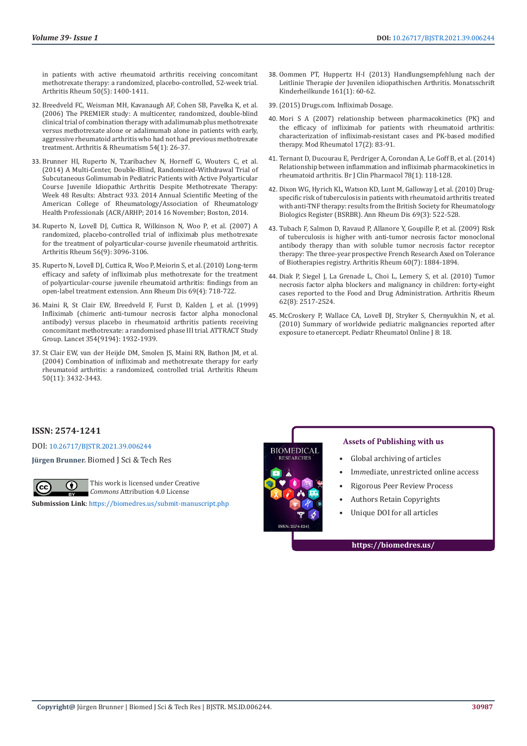in patients with active rheumatoid arthritis receiving concomitant methotrexate therapy: a randomized, placebo-controlled, 52-week trial. Arthritis Rheum 50(5): 1400-1411.

32. Breedveld FC, Weisman MH, Kavanaugh AF, Cohen SB, Pavelka K, et al. (2006) The PREMIER study: A multicenter, randomized, double-blind clinical trial of combination therapy with adalimumab plus methotrexate versus methotrexate alone or adalimumab alone in patients with early, aggressive rheumatoid arthritis who had not had previous methotrexate treatment. Arthritis & Rheumatism 54(1): 26-37.
33. Brunner HI, Ruperto N, Tzaribachev N, Horneff G, Wouters C, et al. (2014) A Multi-Center, Double-Blind, Randomized-Withdrawal Trial of Subcutaneous Golimumab in Pediatric Patients with Active Polyarticular Course Juvenile Idiopathic Arthritis Despite Methotrexate Therapy: Week 48 Results: Abstract 933. 2014 Annual Scientific Meeting of the American College of Rheumatology/Association of Rheumatology Health Professionals (ACR/ARHP; 2014 16 November; Boston, 2014.
34. Ruperto N, Lovell DJ, Cuttica R, Wilkinson N, Woo P, et al. (2007) A randomized, placebo-controlled trial of infliximab plus methotrexate for the treatment of polyarticular-course juvenile rheumatoid arthritis. Arthritis Rheum 56(9): 3096-3106.
35. Ruperto N, Lovell DJ, Cuttica R, Woo P, Meiorin S, et al. (2010) Long-term efficacy and safety of infliximab plus methotrexate for the treatment of polyarticular-course juvenile rheumatoid arthritis: findings from an open-label treatment extension. Ann Rheum Dis 69(4): 718-722.
36. Maini R, St Clair EW, Breedveld F, Furst D, Kalden J, et al. (1999) Infliximab (chimeric anti-tumour necrosis factor alpha monoclonal antibody) versus placebo in rheumatoid arthritis patients receiving concomitant methotrexate: a randomised phase III trial. ATTRACT Study Group. Lancet 354(9194): 1932-1939.
37. St Clair EW, van der Heijde DM, Smolen JS, Maini RN, Bathon JM, et al. (2004) Combination of infliximab and methotrexate therapy for early rheumatoid arthritis: a randomized, controlled trial. Arthritis Rheum 50(11): 3432-3443.
38. Oommen PT, Huppertz H-I (2013) Handlungsempfehlung nach der Leitlinie Therapie der Juvenilen idiopathischen Arthritis. Monatsschrift Kinderheilkunde 161(1): 60-62.
39. (2015) Drugs.com. Infliximab Dosage.
40. Mori S A (2007) relationship between pharmacokinetics (PK) and the efficacy of infliximab for patients with rheumatoid arthritis: characterization of infliximab-resistant cases and PK-based modified therapy. Mod Rheumatol 17(2): 83-91.
41. Ternant D, Ducourau E, Perdriger A, Corondan A, Le Goff B, et al. (2014) Relationship between inflammation and infliximab pharmacokinetics in rheumatoid arthritis. Br J Clin Pharmacol 78(1): 118-128.
42. Dixon WG, Hyrich KL, Watson KD, Lunt M, Galloway J, et al. (2010) Drug-specific risk of tuberculosis in patients with rheumatoid arthritis treated with anti-TNF therapy: results from the British Society for Rheumatology Biologics Register (BSRBR). Ann Rheum Dis 69(3): 522-528.
43. Tubach F, Salmon D, Ravaud P, Allanore Y, Goupille P, et al. (2009) Risk of tuberculosis is higher with anti-tumor necrosis factor monoclonal antibody therapy than with soluble tumor necrosis factor receptor therapy: The three-year prospective French Research Axed on Tolerance of Biotherapies registry. Arthritis Rheum 60(7): 1884-1894.
44. Diak P, Siegel J, La Grenade L, Choi L, Lemery S, et al. (2010) Tumor necrosis factor alpha blockers and malignancy in children: forty-eight cases reported to the Food and Drug Administration. Arthritis Rheum 62(8): 2517-2524.
45. McCroskery P, Wallace CA, Lovell DJ, Stryker S, Chernyukhin N, et al. (2010) Summary of worldwide pediatric malignancies reported after exposure to etanercept. Pediatr Rheumatol Online J 8: 18.

**ISSN: 2574-1241**

DOI: 10.26717/BJSTR.2021.39.006244

**Jürgen Brunner.** Biomed J Sci & Tech Res

This work is licensed under Creative *Commons* Attribution 4.0 License

**Submission Link**: https://biomedres.us/submit-manuscript.php

**Assets of Publishing with us**

- Global archiving of articles
- Immediate, unrestricted online access
- Rigorous Peer Review Process
- Authors Retain Copyrights
- Unique DOI for all articles

**https://biomedres.us/**